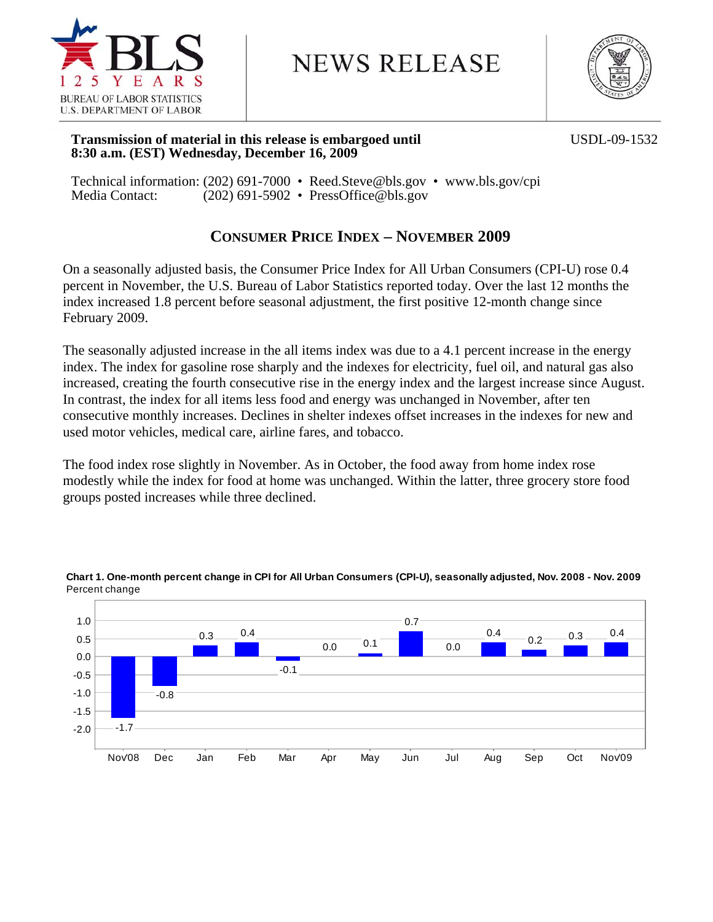BLS 125 YEARS
BUREAU OF LABOR STATISTICS
U.S. DEPARTMENT OF LABOR

# NEWS RELEASE

**Transmission of material in this release is embargoed until 8:30 a.m. (EST) Wednesday, December 16, 2009**

USDL-09-1532

Technical information: (202) 691-7000 • Reed.Steve@bls.gov • www.bls.gov/cpi
Media Contact: (202) 691-5902 • PressOffice@bls.gov

## CONSUMER PRICE INDEX – NOVEMBER 2009

On a seasonally adjusted basis, the Consumer Price Index for All Urban Consumers (CPI-U) rose 0.4 percent in November, the U.S. Bureau of Labor Statistics reported today. Over the last 12 months the index increased 1.8 percent before seasonal adjustment, the first positive 12-month change since February 2009.

The seasonally adjusted increase in the all items index was due to a 4.1 percent increase in the energy index. The index for gasoline rose sharply and the indexes for electricity, fuel oil, and natural gas also increased, creating the fourth consecutive rise in the energy index and the largest increase since August. In contrast, the index for all items less food and energy was unchanged in November, after ten consecutive monthly increases. Declines in shelter indexes offset increases in the indexes for new and used motor vehicles, medical care, airline fares, and tobacco.

The food index rose slightly in November. As in October, the food away from home index rose modestly while the index for food at home was unchanged. Within the latter, three grocery store food groups posted increases while three declined.

**Chart 1. One-month percent change in CPI for All Urban Consumers (CPI-U), seasonally adjusted, Nov. 2008 - Nov. 2009**

Percent change

| Month | Percent change |
|---|---|
| Nov'08 | -1.7 |
| Dec | -0.8 |
| Jan | 0.3 |
| Feb | 0.4 |
| Mar | -0.1 |
| Apr | 0.0 |
| May | 0.1 |
| Jun | 0.7 |
| Jul | 0.0 |
| Aug | 0.4 |
| Sep | 0.2 |
| Oct | 0.3 |
| Nov'09 | 0.4 |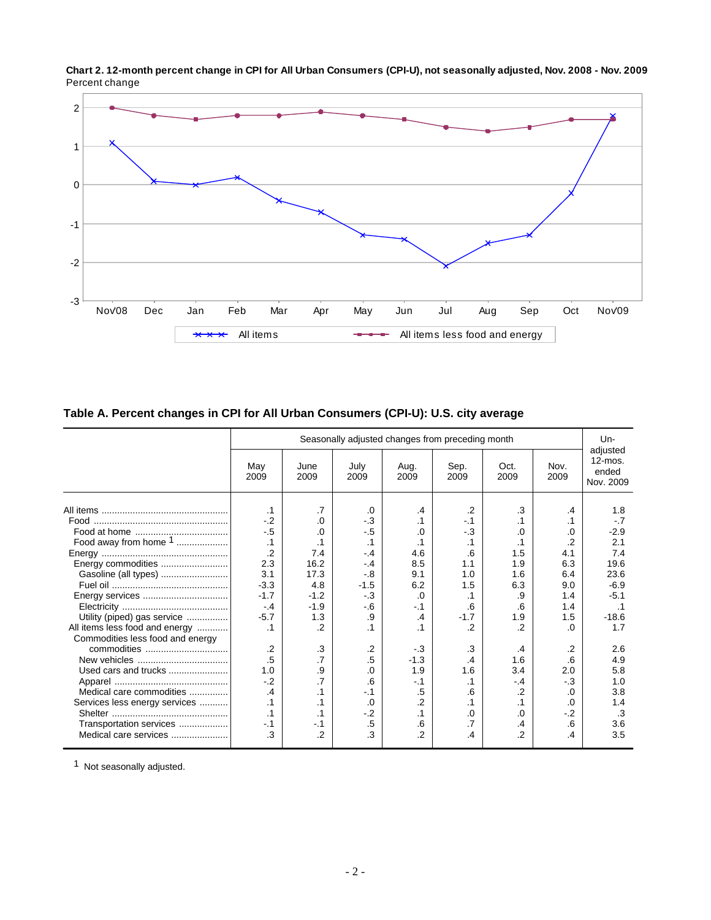**Chart 2. 12-month percent change in CPI for All Urban Consumers (CPI-U), not seasonally adjusted, Nov. 2008 - Nov. 2009**

Percent change

**Table A. Percent changes in CPI for All Urban Consumers (CPI-U): U.S. city average**

| | Seasonally adjusted changes from preceding month | | | | | | | Un-adjusted 12-mos. ended Nov. 2009 |
|---|---|---|---|---|---|---|---|---|
| | May 2009 | June 2009 | July 2009 | Aug. 2009 | Sep. 2009 | Oct. 2009 | Nov. 2009 | |
| All items | .1 | .7 | .0 | .4 | .2 | .3 | .4 | 1.8 |
| Food | -.2 | .0 | -.3 | .1 | -.1 | .1 | .1 | -.7 |
| Food at home | -.5 | .0 | -.5 | .0 | -.3 | .0 | .0 | -2.9 |
| Food away from home [1] | .1 | .1 | .1 | .1 | .1 | .1 | .2 | 2.1 |
| Energy | .2 | 7.4 | -.4 | 4.6 | .6 | 1.5 | 4.1 | 7.4 |
| Energy commodities | 2.3 | 16.2 | -.4 | 8.5 | 1.1 | 1.9 | 6.3 | 19.6 |
| Gasoline (all types) | 3.1 | 17.3 | -.8 | 9.1 | 1.0 | 1.6 | 6.4 | 23.6 |
| Fuel oil | -3.3 | 4.8 | -1.5 | 6.2 | 1.5 | 6.3 | 9.0 | -6.9 |
| Energy services | -1.7 | -1.2 | -.3 | .0 | .1 | .9 | 1.4 | -5.1 |
| Electricity | -.4 | -1.9 | -.6 | -.1 | .6 | .6 | 1.4 | .1 |
| Utility (piped) gas service | -5.7 | 1.3 | .9 | .4 | -1.7 | 1.9 | 1.5 | -18.6 |
| All items less food and energy | .1 | .2 | .1 | .1 | .2 | .2 | .0 | 1.7 |
| Commodities less food and energy commodities | .2 | .3 | .2 | -.3 | .3 | .4 | .2 | 2.6 |
| New vehicles | .5 | .7 | .5 | -1.3 | .4 | 1.6 | .6 | 4.9 |
| Used cars and trucks | 1.0 | .9 | .0 | 1.9 | 1.6 | 3.4 | 2.0 | 5.8 |
| Apparel | -.2 | .7 | .6 | -.1 | .1 | -.4 | -.3 | 1.0 |
| Medical care commodities | .4 | .1 | -.1 | .5 | .6 | .2 | .0 | 3.8 |
| Services less energy services | .1 | .1 | .0 | .2 | .1 | .1 | .0 | 1.4 |
| Shelter | .1 | .1 | -.2 | .1 | .0 | .0 | -.2 | .3 |
| Transportation services | -.1 | -.1 | .5 | .6 | .7 | .4 | .6 | 3.6 |
| Medical care services | .3 | .2 | .3 | .2 | .4 | .2 | .4 | 3.5 |

[1] Not seasonally adjusted.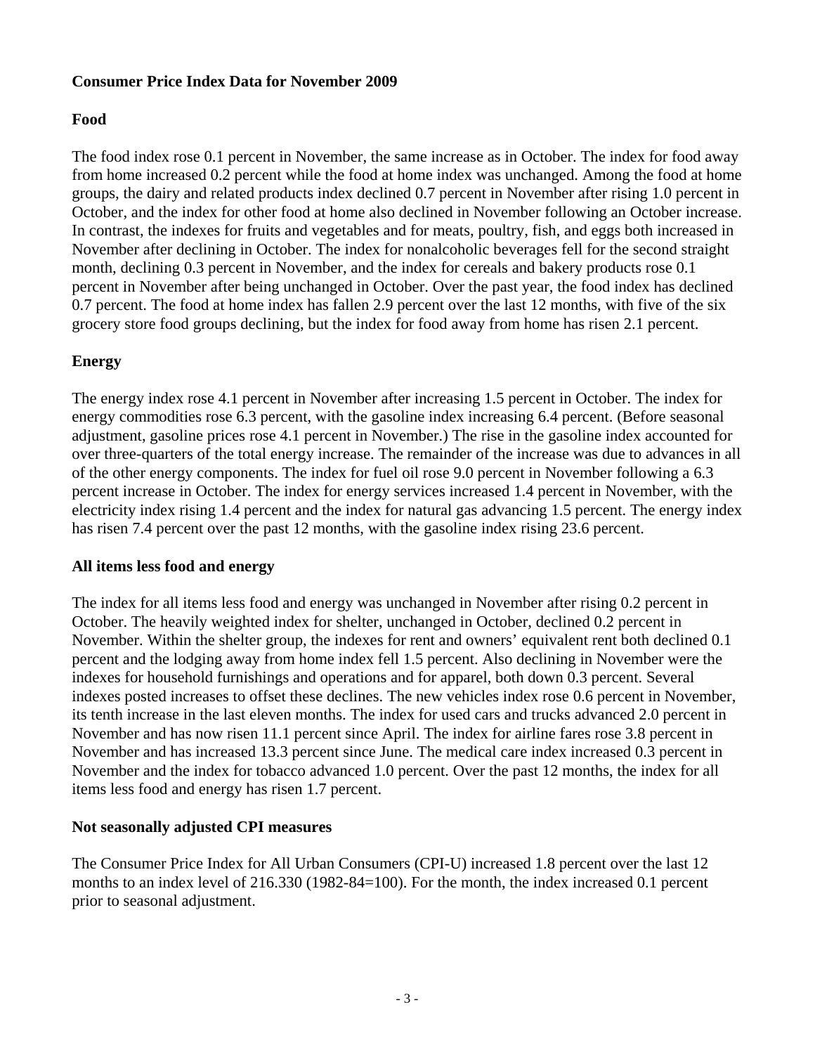## Consumer Price Index Data for November 2009

### Food

The food index rose 0.1 percent in November, the same increase as in October. The index for food away from home increased 0.2 percent while the food at home index was unchanged. Among the food at home groups, the dairy and related products index declined 0.7 percent in November after rising 1.0 percent in October, and the index for other food at home also declined in November following an October increase. In contrast, the indexes for fruits and vegetables and for meats, poultry, fish, and eggs both increased in November after declining in October. The index for nonalcoholic beverages fell for the second straight month, declining 0.3 percent in November, and the index for cereals and bakery products rose 0.1 percent in November after being unchanged in October. Over the past year, the food index has declined 0.7 percent. The food at home index has fallen 2.9 percent over the last 12 months, with five of the six grocery store food groups declining, but the index for food away from home has risen 2.1 percent.

### Energy

The energy index rose 4.1 percent in November after increasing 1.5 percent in October. The index for energy commodities rose 6.3 percent, with the gasoline index increasing 6.4 percent. (Before seasonal adjustment, gasoline prices rose 4.1 percent in November.) The rise in the gasoline index accounted for over three-quarters of the total energy increase. The remainder of the increase was due to advances in all of the other energy components. The index for fuel oil rose 9.0 percent in November following a 6.3 percent increase in October. The index for energy services increased 1.4 percent in November, with the electricity index rising 1.4 percent and the index for natural gas advancing 1.5 percent. The energy index has risen 7.4 percent over the past 12 months, with the gasoline index rising 23.6 percent.

### All items less food and energy

The index for all items less food and energy was unchanged in November after rising 0.2 percent in October. The heavily weighted index for shelter, unchanged in October, declined 0.2 percent in November. Within the shelter group, the indexes for rent and owners' equivalent rent both declined 0.1 percent and the lodging away from home index fell 1.5 percent. Also declining in November were the indexes for household furnishings and operations and for apparel, both down 0.3 percent. Several indexes posted increases to offset these declines. The new vehicles index rose 0.6 percent in November, its tenth increase in the last eleven months. The index for used cars and trucks advanced 2.0 percent in November and has now risen 11.1 percent since April. The index for airline fares rose 3.8 percent in November and has increased 13.3 percent since June. The medical care index increased 0.3 percent in November and the index for tobacco advanced 1.0 percent. Over the past 12 months, the index for all items less food and energy has risen 1.7 percent.

### Not seasonally adjusted CPI measures

The Consumer Price Index for All Urban Consumers (CPI-U) increased 1.8 percent over the last 12 months to an index level of 216.330 (1982-84=100). For the month, the index increased 0.1 percent prior to seasonal adjustment.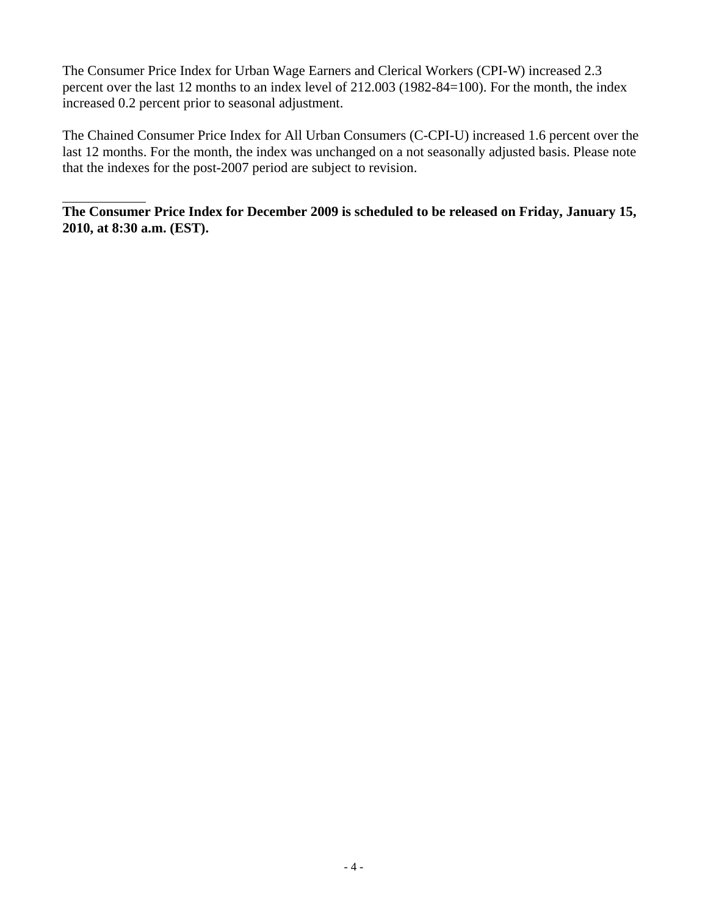The Consumer Price Index for Urban Wage Earners and Clerical Workers (CPI-W) increased 2.3 percent over the last 12 months to an index level of 212.003 (1982-84=100). For the month, the index increased 0.2 percent prior to seasonal adjustment.

The Chained Consumer Price Index for All Urban Consumers (C-CPI-U) increased 1.6 percent over the last 12 months. For the month, the index was unchanged on a not seasonally adjusted basis. Please note that the indexes for the post-2007 period are subject to revision.

---

**The Consumer Price Index for December 2009 is scheduled to be released on Friday, January 15, 2010, at 8:30 a.m. (EST).**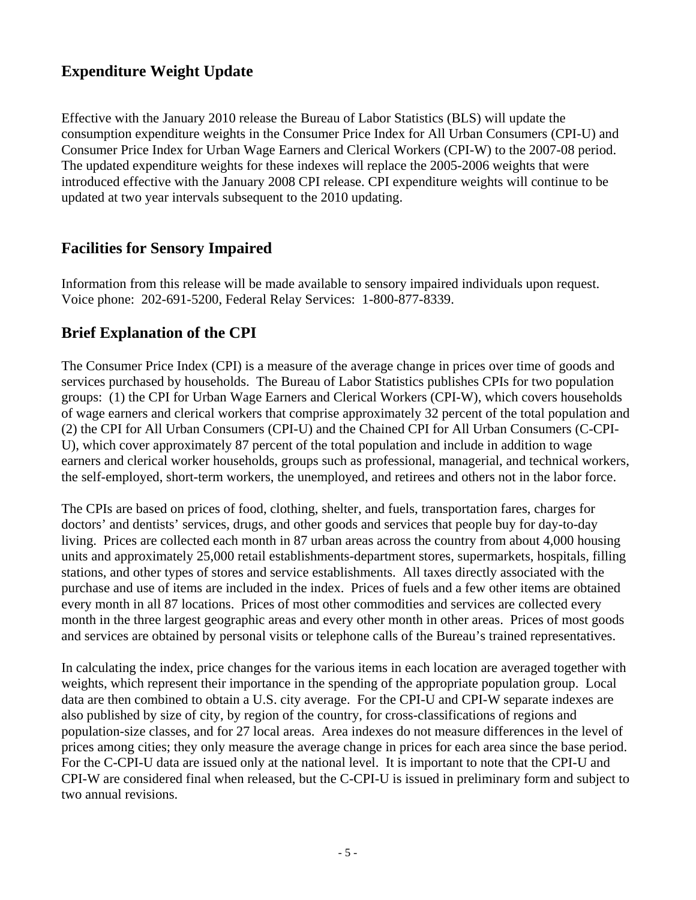## Expenditure Weight Update

Effective with the January 2010 release the Bureau of Labor Statistics (BLS) will update the consumption expenditure weights in the Consumer Price Index for All Urban Consumers (CPI-U) and Consumer Price Index for Urban Wage Earners and Clerical Workers (CPI-W) to the 2007-08 period. The updated expenditure weights for these indexes will replace the 2005-2006 weights that were introduced effective with the January 2008 CPI release. CPI expenditure weights will continue to be updated at two year intervals subsequent to the 2010 updating.

## Facilities for Sensory Impaired

Information from this release will be made available to sensory impaired individuals upon request. Voice phone: 202-691-5200, Federal Relay Services: 1-800-877-8339.

## Brief Explanation of the CPI

The Consumer Price Index (CPI) is a measure of the average change in prices over time of goods and services purchased by households. The Bureau of Labor Statistics publishes CPIs for two population groups: (1) the CPI for Urban Wage Earners and Clerical Workers (CPI-W), which covers households of wage earners and clerical workers that comprise approximately 32 percent of the total population and (2) the CPI for All Urban Consumers (CPI-U) and the Chained CPI for All Urban Consumers (C-CPI-U), which cover approximately 87 percent of the total population and include in addition to wage earners and clerical worker households, groups such as professional, managerial, and technical workers, the self-employed, short-term workers, the unemployed, and retirees and others not in the labor force.

The CPIs are based on prices of food, clothing, shelter, and fuels, transportation fares, charges for doctors' and dentists' services, drugs, and other goods and services that people buy for day-to-day living. Prices are collected each month in 87 urban areas across the country from about 4,000 housing units and approximately 25,000 retail establishments-department stores, supermarkets, hospitals, filling stations, and other types of stores and service establishments. All taxes directly associated with the purchase and use of items are included in the index. Prices of fuels and a few other items are obtained every month in all 87 locations. Prices of most other commodities and services are collected every month in the three largest geographic areas and every other month in other areas. Prices of most goods and services are obtained by personal visits or telephone calls of the Bureau's trained representatives.

In calculating the index, price changes for the various items in each location are averaged together with weights, which represent their importance in the spending of the appropriate population group. Local data are then combined to obtain a U.S. city average. For the CPI-U and CPI-W separate indexes are also published by size of city, by region of the country, for cross-classifications of regions and population-size classes, and for 27 local areas. Area indexes do not measure differences in the level of prices among cities; they only measure the average change in prices for each area since the base period. For the C-CPI-U data are issued only at the national level. It is important to note that the CPI-U and CPI-W are considered final when released, but the C-CPI-U is issued in preliminary form and subject to two annual revisions.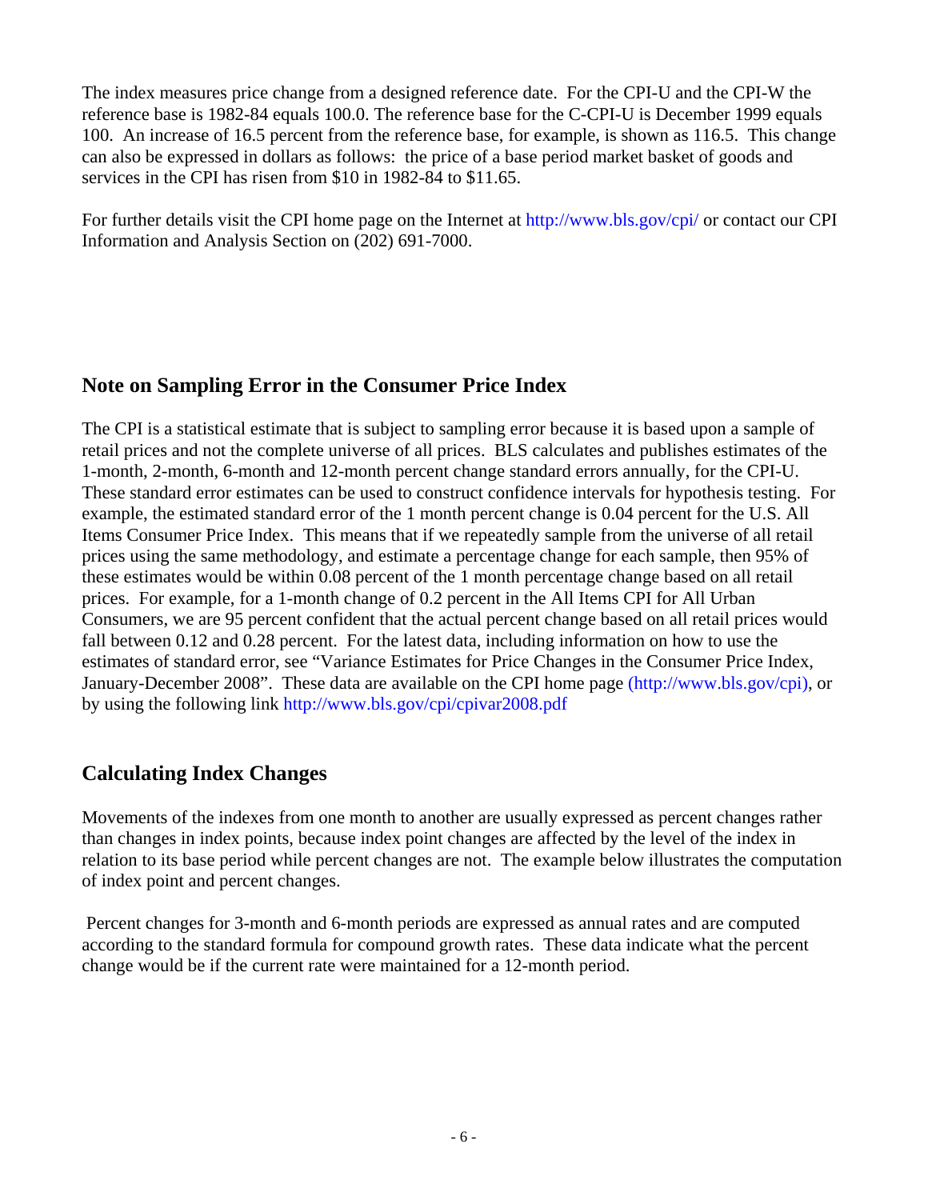The index measures price change from a designed reference date. For the CPI-U and the CPI-W the reference base is 1982-84 equals 100.0. The reference base for the C-CPI-U is December 1999 equals 100. An increase of 16.5 percent from the reference base, for example, is shown as 116.5. This change can also be expressed in dollars as follows: the price of a base period market basket of goods and services in the CPI has risen from $10 in 1982-84 to $11.65.

For further details visit the CPI home page on the Internet at http://www.bls.gov/cpi/ or contact our CPI Information and Analysis Section on (202) 691-7000.

## Note on Sampling Error in the Consumer Price Index

The CPI is a statistical estimate that is subject to sampling error because it is based upon a sample of retail prices and not the complete universe of all prices. BLS calculates and publishes estimates of the 1-month, 2-month, 6-month and 12-month percent change standard errors annually, for the CPI-U. These standard error estimates can be used to construct confidence intervals for hypothesis testing. For example, the estimated standard error of the 1 month percent change is 0.04 percent for the U.S. All Items Consumer Price Index. This means that if we repeatedly sample from the universe of all retail prices using the same methodology, and estimate a percentage change for each sample, then 95% of these estimates would be within 0.08 percent of the 1 month percentage change based on all retail prices. For example, for a 1-month change of 0.2 percent in the All Items CPI for All Urban Consumers, we are 95 percent confident that the actual percent change based on all retail prices would fall between 0.12 and 0.28 percent. For the latest data, including information on how to use the estimates of standard error, see “Variance Estimates for Price Changes in the Consumer Price Index, January-December 2008”. These data are available on the CPI home page (http://www.bls.gov/cpi), or by using the following link http://www.bls.gov/cpi/cpivar2008.pdf

## Calculating Index Changes

Movements of the indexes from one month to another are usually expressed as percent changes rather than changes in index points, because index point changes are affected by the level of the index in relation to its base period while percent changes are not. The example below illustrates the computation of index point and percent changes.

Percent changes for 3-month and 6-month periods are expressed as annual rates and are computed according to the standard formula for compound growth rates. These data indicate what the percent change would be if the current rate were maintained for a 12-month period.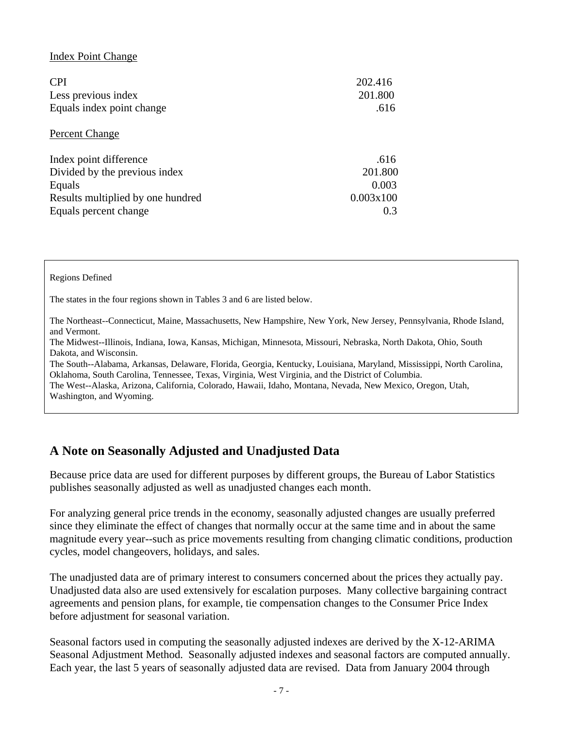Index Point Change

| | |
|---|---|
| CPI | 202.416 |
| Less previous index | 201.800 |
| Equals index point change | .616 |

Percent Change

| | |
|---|---|
| Index point difference | .616 |
| Divided by the previous index | 201.800 |
| Equals | 0.003 |
| Results multiplied by one hundred | 0.003x100 |
| Equals percent change | 0.3 |

Regions Defined

The states in the four regions shown in Tables 3 and 6 are listed below.

The Northeast--Connecticut, Maine, Massachusetts, New Hampshire, New York, New Jersey, Pennsylvania, Rhode Island, and Vermont.
The Midwest--Illinois, Indiana, Iowa, Kansas, Michigan, Minnesota, Missouri, Nebraska, North Dakota, Ohio, South Dakota, and Wisconsin.
The South--Alabama, Arkansas, Delaware, Florida, Georgia, Kentucky, Louisiana, Maryland, Mississippi, North Carolina, Oklahoma, South Carolina, Tennessee, Texas, Virginia, West Virginia, and the District of Columbia.
The West--Alaska, Arizona, California, Colorado, Hawaii, Idaho, Montana, Nevada, New Mexico, Oregon, Utah, Washington, and Wyoming.

## A Note on Seasonally Adjusted and Unadjusted Data

Because price data are used for different purposes by different groups, the Bureau of Labor Statistics publishes seasonally adjusted as well as unadjusted changes each month.

For analyzing general price trends in the economy, seasonally adjusted changes are usually preferred since they eliminate the effect of changes that normally occur at the same time and in about the same magnitude every year--such as price movements resulting from changing climatic conditions, production cycles, model changeovers, holidays, and sales.

The unadjusted data are of primary interest to consumers concerned about the prices they actually pay. Unadjusted data also are used extensively for escalation purposes. Many collective bargaining contract agreements and pension plans, for example, tie compensation changes to the Consumer Price Index before adjustment for seasonal variation.

Seasonal factors used in computing the seasonally adjusted indexes are derived by the X-12-ARIMA Seasonal Adjustment Method. Seasonally adjusted indexes and seasonal factors are computed annually. Each year, the last 5 years of seasonally adjusted data are revised. Data from January 2004 through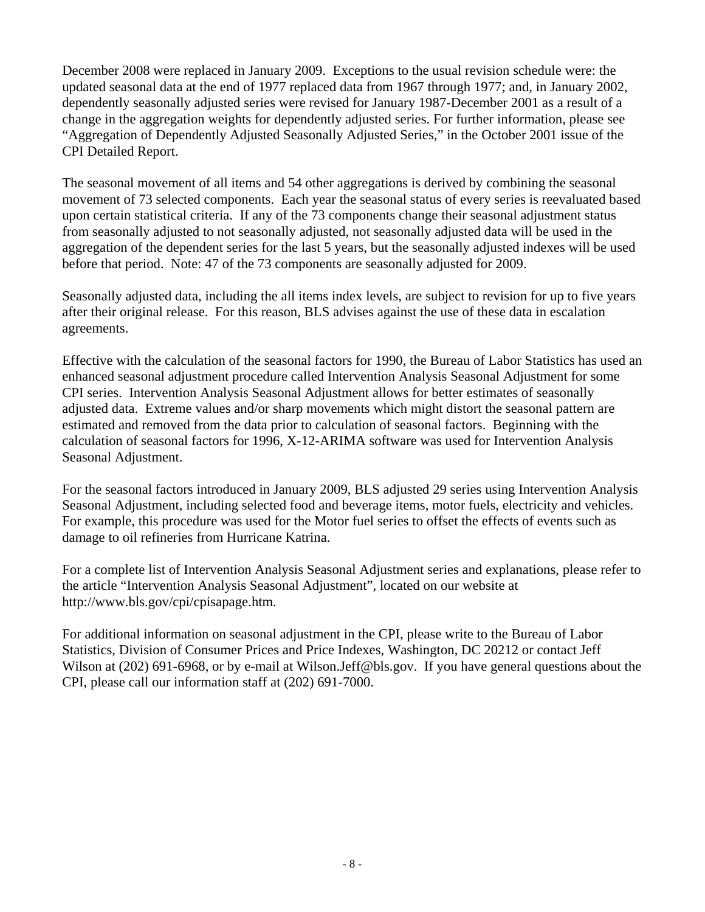December 2008 were replaced in January 2009. Exceptions to the usual revision schedule were: the updated seasonal data at the end of 1977 replaced data from 1967 through 1977; and, in January 2002, dependently seasonally adjusted series were revised for January 1987-December 2001 as a result of a change in the aggregation weights for dependently adjusted series. For further information, please see "Aggregation of Dependently Adjusted Seasonally Adjusted Series," in the October 2001 issue of the CPI Detailed Report.

The seasonal movement of all items and 54 other aggregations is derived by combining the seasonal movement of 73 selected components. Each year the seasonal status of every series is reevaluated based upon certain statistical criteria. If any of the 73 components change their seasonal adjustment status from seasonally adjusted to not seasonally adjusted, not seasonally adjusted data will be used in the aggregation of the dependent series for the last 5 years, but the seasonally adjusted indexes will be used before that period. Note: 47 of the 73 components are seasonally adjusted for 2009.

Seasonally adjusted data, including the all items index levels, are subject to revision for up to five years after their original release. For this reason, BLS advises against the use of these data in escalation agreements.

Effective with the calculation of the seasonal factors for 1990, the Bureau of Labor Statistics has used an enhanced seasonal adjustment procedure called Intervention Analysis Seasonal Adjustment for some CPI series. Intervention Analysis Seasonal Adjustment allows for better estimates of seasonally adjusted data. Extreme values and/or sharp movements which might distort the seasonal pattern are estimated and removed from the data prior to calculation of seasonal factors. Beginning with the calculation of seasonal factors for 1996, X-12-ARIMA software was used for Intervention Analysis Seasonal Adjustment.

For the seasonal factors introduced in January 2009, BLS adjusted 29 series using Intervention Analysis Seasonal Adjustment, including selected food and beverage items, motor fuels, electricity and vehicles. For example, this procedure was used for the Motor fuel series to offset the effects of events such as damage to oil refineries from Hurricane Katrina.

For a complete list of Intervention Analysis Seasonal Adjustment series and explanations, please refer to the article "Intervention Analysis Seasonal Adjustment", located on our website at http://www.bls.gov/cpi/cpisapage.htm.

For additional information on seasonal adjustment in the CPI, please write to the Bureau of Labor Statistics, Division of Consumer Prices and Price Indexes, Washington, DC 20212 or contact Jeff Wilson at (202) 691-6968, or by e-mail at Wilson.Jeff@bls.gov. If you have general questions about the CPI, please call our information staff at (202) 691-7000.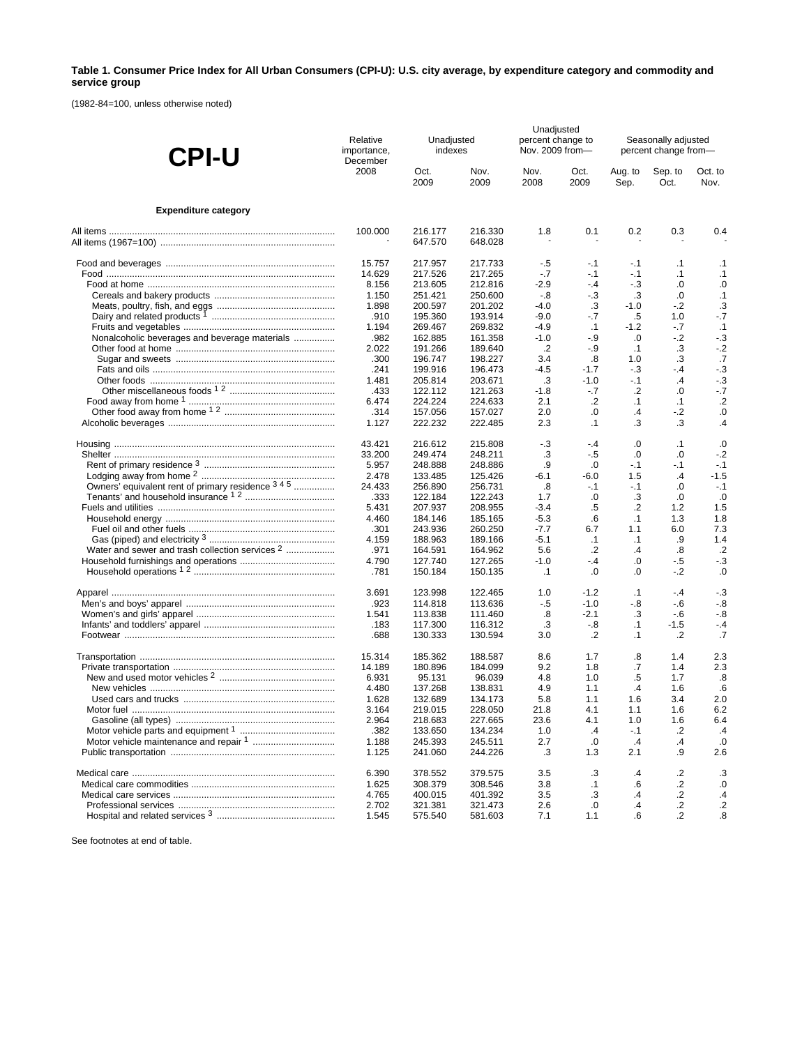**Table 1. Consumer Price Index for All Urban Consumers (CPI-U): U.S. city average, by expenditure category and commodity and service group**

(1982-84=100, unless otherwise noted)

| CPI-U | Relative importance, December 2008 | Unadjusted indexes | | Unadjusted percent change to Nov. 2009 from— | | Seasonally adjusted percent change from— | | |
|---|---|---|---|---|---|---|---|---|
| | | Oct. 2009 | Nov. 2009 | Nov. 2008 | Oct. 2009 | Aug. to Sep. | Sep. to Oct. | Oct. to Nov. |
| **Expenditure category** | | | | | | | | |
| All items | 100.000 | 216.177 | 216.330 | 1.8 | 0.1 | 0.2 | 0.3 | 0.4 |
| All items (1967=100) | - | 647.570 | 648.028 | - | - | - | - | - |
| Food and beverages | 15.757 | 217.957 | 217.733 | -.5 | -.1 | -.1 | .1 | .1 |
| Food | 14.629 | 217.526 | 217.265 | -.7 | -.1 | -.1 | .1 | .1 |
| Food at home | 8.156 | 213.605 | 212.816 | -2.9 | -.4 | -.3 | .0 | .0 |
| Cereals and bakery products | 1.150 | 251.421 | 250.600 | -.8 | -.3 | .3 | .0 | .1 |
| Meats, poultry, fish, and eggs | 1.898 | 200.597 | 201.202 | -4.0 | .3 | -1.0 | -.2 | .3 |
| Dairy and related products [1] | .910 | 195.360 | 193.914 | -9.0 | -.7 | .5 | 1.0 | -.7 |
| Fruits and vegetables | 1.194 | 269.467 | 269.832 | -4.9 | .1 | -1.2 | -.7 | .1 |
| Nonalcoholic beverages and beverage materials | .982 | 162.885 | 161.358 | -1.0 | -.9 | .0 | -.2 | -.3 |
| Other food at home | 2.022 | 191.266 | 189.640 | .2 | -.9 | .1 | .3 | -.2 |
| Sugar and sweets | .300 | 196.747 | 198.227 | 3.4 | .8 | 1.0 | .3 | .7 |
| Fats and oils | .241 | 199.916 | 196.473 | -4.5 | -1.7 | -.3 | -.4 | -.3 |
| Other foods | 1.481 | 205.814 | 203.671 | .3 | -1.0 | -.1 | .4 | -.3 |
| Other miscellaneous foods [1 2] | .433 | 122.112 | 121.263 | -1.8 | -.7 | .2 | .0 | -.7 |
| Food away from home [1] | 6.474 | 224.224 | 224.633 | 2.1 | .2 | .1 | .1 | .2 |
| Other food away from home [1 2] | .314 | 157.056 | 157.027 | 2.0 | .0 | .4 | -.2 | .0 |
| Alcoholic beverages | 1.127 | 222.232 | 222.485 | 2.3 | .1 | .3 | .3 | .4 |
| Housing | 43.421 | 216.612 | 215.808 | -.3 | -.4 | .0 | .1 | .0 |
| Shelter | 33.200 | 249.474 | 248.211 | .3 | -.5 | .0 | .0 | -.2 |
| Rent of primary residence [3] | 5.957 | 248.888 | 248.886 | .9 | .0 | -.1 | -.1 | -.1 |
| Lodging away from home [2] | 2.478 | 133.485 | 125.426 | -6.1 | -6.0 | 1.5 | .4 | -1.5 |
| Owners' equivalent rent of primary residence [3 4 5] | 24.433 | 256.890 | 256.731 | .8 | -.1 | -.1 | .0 | -.1 |
| Tenants' and household insurance [1 2] | .333 | 122.184 | 122.243 | 1.7 | .0 | .3 | .0 | .0 |
| Fuels and utilities | 5.431 | 207.937 | 208.955 | -3.4 | .5 | .2 | 1.2 | 1.5 |
| Household energy | 4.460 | 184.146 | 185.165 | -5.3 | .6 | .1 | 1.3 | 1.8 |
| Fuel oil and other fuels | .301 | 243.936 | 260.250 | -7.7 | 6.7 | 1.1 | 6.0 | 7.3 |
| Gas (piped) and electricity [3] | 4.159 | 188.963 | 189.166 | -5.1 | .1 | .1 | .9 | 1.4 |
| Water and sewer and trash collection services [2] | .971 | 164.591 | 164.962 | 5.6 | .2 | .4 | .8 | .2 |
| Household furnishings and operations | 4.790 | 127.740 | 127.265 | -1.0 | -.4 | .0 | -.5 | -.3 |
| Household operations [1 2] | .781 | 150.184 | 150.135 | .1 | .0 | .0 | -.2 | .0 |
| Apparel | 3.691 | 123.998 | 122.465 | 1.0 | -1.2 | .1 | -.4 | -.3 |
| Men's and boys' apparel | .923 | 114.818 | 113.636 | -.5 | -1.0 | -.8 | -.6 | -.8 |
| Women's and girls' apparel | 1.541 | 113.838 | 111.460 | .8 | -2.1 | .3 | -.6 | -.8 |
| Infants' and toddlers' apparel | .183 | 117.300 | 116.312 | .3 | -.8 | .1 | -1.5 | -.4 |
| Footwear | .688 | 130.333 | 130.594 | 3.0 | .2 | .1 | .2 | .7 |
| Transportation | 15.314 | 185.362 | 188.587 | 8.6 | 1.7 | .8 | 1.4 | 2.3 |
| Private transportation | 14.189 | 180.896 | 184.099 | 9.2 | 1.8 | .7 | 1.4 | 2.3 |
| New and used motor vehicles [2] | 6.931 | 95.131 | 96.039 | 4.8 | 1.0 | .5 | 1.7 | .8 |
| New vehicles | 4.480 | 137.268 | 138.831 | 4.9 | 1.1 | .4 | 1.6 | .6 |
| Used cars and trucks | 1.628 | 132.689 | 134.173 | 5.8 | 1.1 | 1.6 | 3.4 | 2.0 |
| Motor fuel | 3.164 | 219.015 | 228.050 | 21.8 | 4.1 | 1.1 | 1.6 | 6.2 |
| Gasoline (all types) | 2.964 | 218.683 | 227.665 | 23.6 | 4.1 | 1.0 | 1.6 | 6.4 |
| Motor vehicle parts and equipment [1] | .382 | 133.650 | 134.234 | 1.0 | .4 | -.1 | .2 | .4 |
| Motor vehicle maintenance and repair [1] | 1.188 | 245.393 | 245.511 | 2.7 | .0 | .4 | .4 | .0 |
| Public transportation | 1.125 | 241.060 | 244.226 | .3 | 1.3 | 2.1 | .9 | 2.6 |
| Medical care | 6.390 | 378.552 | 379.575 | 3.5 | .3 | .4 | .2 | .3 |
| Medical care commodities | 1.625 | 308.379 | 308.546 | 3.8 | .1 | .6 | .2 | .0 |
| Medical care services | 4.765 | 400.015 | 401.392 | 3.5 | .3 | .4 | .2 | .4 |
| Professional services | 2.702 | 321.381 | 321.473 | 2.6 | .0 | .4 | .2 | .2 |
| Hospital and related services [3] | 1.545 | 575.540 | 581.603 | 7.1 | 1.1 | .6 | .2 | .8 |

See footnotes at end of table.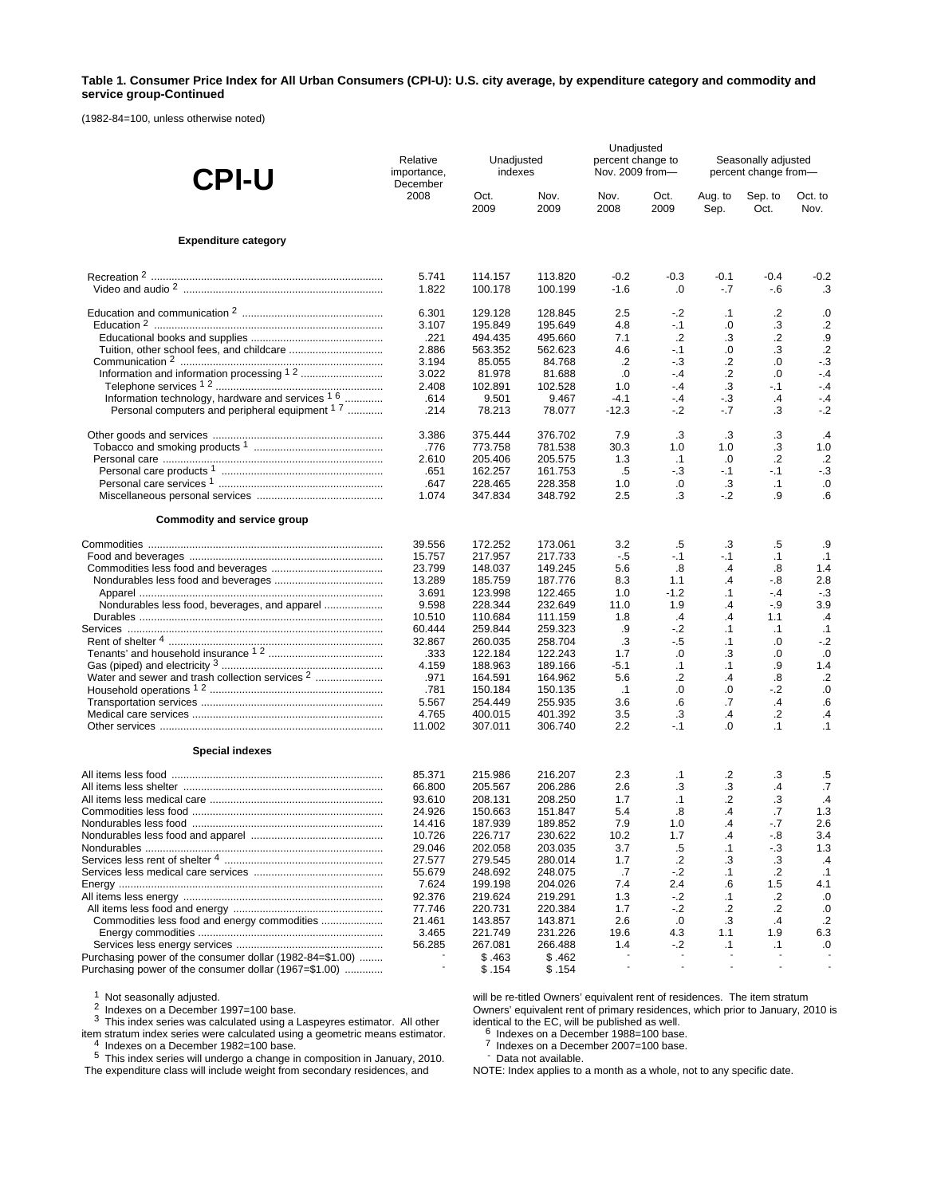**Table 1. Consumer Price Index for All Urban Consumers (CPI-U): U.S. city average, by expenditure category and commodity and service group-Continued**

(1982-84=100, unless otherwise noted)

| CPI-U | Relative importance, December 2008 | Unadjusted indexes | | Unadjusted percent change to Nov. 2009 from— | | Seasonally adjusted percent change from— | | |
|---|---|---|---|---|---|---|---|---|
| | | Oct. 2009 | Nov. 2009 | Nov. 2008 | Oct. 2009 | Aug. to Sep. | Sep. to Oct. | Oct. to Nov. |
| **Expenditure category** | | | | | | | | |
| Recreation [2] | 5.741 | 114.157 | 113.820 | -0.2 | -0.3 | -0.1 | -0.4 | -0.2 |
| Video and audio [2] | 1.822 | 100.178 | 100.199 | -1.6 | .0 | -.7 | -.6 | .3 |
| Education and communication [2] | 6.301 | 129.128 | 128.845 | 2.5 | -.2 | .1 | .2 | .0 |
| Education [2] | 3.107 | 195.849 | 195.649 | 4.8 | -.1 | .0 | .3 | .2 |
| Educational books and supplies | .221 | 494.435 | 495.660 | 7.1 | .2 | .3 | .2 | .9 |
| Tuition, other school fees, and childcare | 2.886 | 563.352 | 562.623 | 4.6 | -.1 | .0 | .3 | .2 |
| Communication [2] | 3.194 | 85.055 | 84.768 | .2 | -.3 | .2 | .0 | -.3 |
| Information and information processing [1 2] | 3.022 | 81.978 | 81.688 | .0 | -.4 | .2 | .0 | -.4 |
| Telephone services [1 2] | 2.408 | 102.891 | 102.528 | 1.0 | -.4 | .3 | -.1 | -.4 |
| Information technology, hardware and services [1 6] | .614 | 9.501 | 9.467 | -4.1 | -.4 | -.3 | .4 | -.4 |
| Personal computers and peripheral equipment [1 7] | .214 | 78.213 | 78.077 | -12.3 | -.2 | -.7 | .3 | -.2 |
| Other goods and services | 3.386 | 375.444 | 376.702 | 7.9 | .3 | .3 | .3 | .4 |
| Tobacco and smoking products [1] | .776 | 773.758 | 781.538 | 30.3 | 1.0 | 1.0 | .3 | 1.0 |
| Personal care | 2.610 | 205.406 | 205.575 | 1.3 | .1 | .0 | .2 | .2 |
| Personal care products [1] | .651 | 162.257 | 161.753 | .5 | -.3 | -.1 | -.1 | -.3 |
| Personal care services [1] | .647 | 228.465 | 228.358 | 1.0 | .0 | .3 | .1 | .0 |
| Miscellaneous personal services | 1.074 | 347.834 | 348.792 | 2.5 | .3 | -.2 | .9 | .6 |
| **Commodity and service group** | | | | | | | | |
| Commodities | 39.556 | 172.252 | 173.061 | 3.2 | .5 | .3 | .5 | .9 |
| Food and beverages | 15.757 | 217.957 | 217.733 | -.5 | -.1 | -.1 | .1 | .1 |
| Commodities less food and beverages | 23.799 | 148.037 | 149.245 | 5.6 | .8 | .4 | .8 | 1.4 |
| Nondurables less food and beverages | 13.289 | 185.759 | 187.776 | 8.3 | 1.1 | .4 | -.8 | 2.8 |
| Apparel | 3.691 | 123.998 | 122.465 | 1.0 | -1.2 | .1 | -.4 | -.3 |
| Nondurables less food, beverages, and apparel | 9.598 | 228.344 | 232.649 | 11.0 | 1.9 | .4 | -.9 | 3.9 |
| Durables | 10.510 | 110.684 | 111.159 | 1.8 | .4 | .4 | 1.1 | .4 |
| Services | 60.444 | 259.844 | 259.323 | .9 | -.2 | .1 | .1 | .1 |
| Rent of shelter [4] | 32.867 | 260.035 | 258.704 | .3 | -.5 | .1 | .0 | -.2 |
| Tenants' and household insurance [1 2] | .333 | 122.184 | 122.243 | 1.7 | .0 | .3 | .0 | .0 |
| Gas (piped) and electricity [3] | 4.159 | 188.963 | 189.166 | -5.1 | .1 | .1 | .9 | 1.4 |
| Water and sewer and trash collection services [2] | .971 | 164.591 | 164.962 | 5.6 | .2 | .4 | .8 | .2 |
| Household operations [1 2] | .781 | 150.184 | 150.135 | .1 | .0 | .0 | -.2 | .0 |
| Transportation services | 5.567 | 254.449 | 255.935 | 3.6 | .6 | .7 | .4 | .6 |
| Medical care services | 4.765 | 400.015 | 401.392 | 3.5 | .3 | .4 | .2 | .4 |
| Other services | 11.002 | 307.011 | 306.740 | 2.2 | -.1 | .0 | .1 | .1 |
| **Special indexes** | | | | | | | | |
| All items less food | 85.371 | 215.986 | 216.207 | 2.3 | .1 | .2 | .3 | .5 |
| All items less shelter | 66.800 | 205.567 | 206.286 | 2.6 | .3 | .3 | .4 | .7 |
| All items less medical care | 93.610 | 208.131 | 208.250 | 1.7 | .1 | .2 | .3 | .4 |
| Commodities less food | 24.926 | 150.663 | 151.847 | 5.4 | .8 | .4 | .7 | 1.3 |
| Nondurables less food | 14.416 | 187.939 | 189.852 | 7.9 | 1.0 | .4 | -.7 | 2.6 |
| Nondurables less food and apparel | 10.726 | 226.717 | 230.622 | 10.2 | 1.7 | .4 | -.8 | 3.4 |
| Nondurables | 29.046 | 202.058 | 203.035 | 3.7 | .5 | .1 | -.3 | 1.3 |
| Services less rent of shelter [4] | 27.577 | 279.545 | 280.014 | 1.7 | .2 | .3 | .3 | .4 |
| Services less medical care services | 55.679 | 248.692 | 248.075 | .7 | -.2 | .1 | .2 | .1 |
| Energy | 7.624 | 199.198 | 204.026 | 7.4 | 2.4 | .6 | 1.5 | 4.1 |
| All items less energy | 92.376 | 219.624 | 219.291 | 1.3 | -.2 | .1 | .2 | .0 |
| All items less food and energy | 77.746 | 220.731 | 220.384 | 1.7 | -.2 | .2 | .2 | .0 |
| Commodities less food and energy commodities | 21.461 | 143.857 | 143.871 | 2.6 | .0 | .3 | .4 | .2 |
| Energy commodities | 3.465 | 221.749 | 231.226 | 19.6 | 4.3 | 1.1 | 1.9 | 6.3 |
| Services less energy services | 56.285 | 267.081 | 266.488 | 1.4 | -.2 | .1 | .1 | .0 |
| Purchasing power of the consumer dollar (1982-84=$1.00) | - | $ .463 | $ .462 | - | - | - | - | - |
| Purchasing power of the consumer dollar (1967=$1.00) | - | $ .154 | $ .154 | - | - | - | - | - |

[1] Not seasonally adjusted.
[2] Indexes on a December 1997=100 base.
[3] This index series was calculated using a Laspeyres estimator. All other item stratum index series were calculated using a geometric means estimator.
[4] Indexes on a December 1982=100 base.
[5] This index series will undergo a change in composition in January, 2010. The expenditure class will include weight from secondary residences, and will be re-titled Owners' equivalent rent of residences. The item stratum Owners' equivalent rent of primary residences, which prior to January, 2010 is identical to the EC, will be published as well.
[6] Indexes on a December 1988=100 base.
[7] Indexes on a December 2007=100 base.
[-] Data not available.
NOTE: Index applies to a month as a whole, not to any specific date.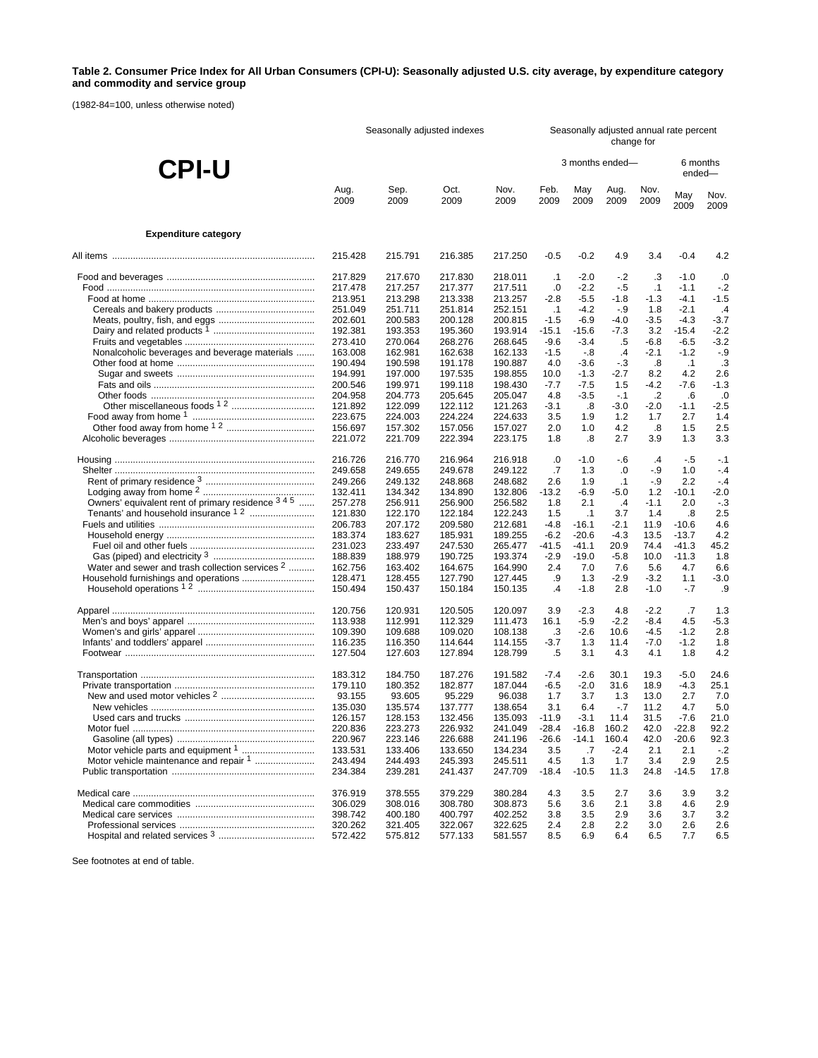**Table 2. Consumer Price Index for All Urban Consumers (CPI-U): Seasonally adjusted U.S. city average, by expenditure category and commodity and service group**

(1982-84=100, unless otherwise noted)

# CPI-U

| | Seasonally adjusted indexes | | | | Seasonally adjusted annual rate percent change for | | | | | |
|---|---|---|---|---|---|---|---|---|---|---|
| | | | | | 3 months ended— | | | | 6 months ended— | |
| | Aug. 2009 | Sep. 2009 | Oct. 2009 | Nov. 2009 | Feb. 2009 | May 2009 | Aug. 2009 | Nov. 2009 | May 2009 | Nov. 2009 |
| **Expenditure category** | | | | | | | | | | |
| All items | 215.428 | 215.791 | 216.385 | 217.250 | -0.5 | -0.2 | 4.9 | 3.4 | -0.4 | 4.2 |
| Food and beverages | 217.829 | 217.670 | 217.830 | 218.011 | .1 | -2.0 | -.2 | .3 | -1.0 | .0 |
| Food | 217.478 | 217.257 | 217.377 | 217.511 | .0 | -2.2 | -.5 | .1 | -1.1 | -.2 |
| Food at home | 213.951 | 213.298 | 213.338 | 213.257 | -2.8 | -5.5 | -1.8 | -1.3 | -4.1 | -1.5 |
| Cereals and bakery products | 251.049 | 251.711 | 251.814 | 252.151 | .1 | -4.2 | -.9 | 1.8 | -2.1 | .4 |
| Meats, poultry, fish, and eggs | 202.601 | 200.583 | 200.128 | 200.815 | -1.5 | -6.9 | -4.0 | -3.5 | -4.3 | -3.7 |
| Dairy and related products [1] | 192.381 | 193.353 | 195.360 | 193.914 | -15.1 | -15.6 | -7.3 | 3.2 | -15.4 | -2.2 |
| Fruits and vegetables | 273.410 | 270.064 | 268.276 | 268.645 | -9.6 | -3.4 | .5 | -6.8 | -6.5 | -3.2 |
| Nonalcoholic beverages and beverage materials | 163.008 | 162.981 | 162.638 | 162.133 | -1.5 | -.8 | .4 | -2.1 | -1.2 | -.9 |
| Other food at home | 190.494 | 190.598 | 191.178 | 190.887 | 4.0 | -3.6 | -.3 | .8 | .1 | .3 |
| Sugar and sweets | 194.991 | 197.000 | 197.535 | 198.855 | 10.0 | -1.3 | -2.7 | 8.2 | 4.2 | 2.6 |
| Fats and oils | 200.546 | 199.971 | 199.118 | 198.430 | -7.7 | -7.5 | 1.5 | -4.2 | -7.6 | -1.3 |
| Other foods | 204.958 | 204.773 | 205.645 | 205.047 | 4.8 | -3.5 | -.1 | .2 | .6 | .0 |
| Other miscellaneous foods [1 2] | 121.892 | 122.099 | 122.112 | 121.263 | -3.1 | .8 | -3.0 | -2.0 | -1.1 | -2.5 |
| Food away from home [1] | 223.675 | 224.003 | 224.224 | 224.633 | 3.5 | 1.9 | 1.2 | 1.7 | 2.7 | 1.4 |
| Other food away from home [1 2] | 156.697 | 157.302 | 157.056 | 157.027 | 2.0 | 1.0 | 4.2 | .8 | 1.5 | 2.5 |
| Alcoholic beverages | 221.072 | 221.709 | 222.394 | 223.175 | 1.8 | .8 | 2.7 | 3.9 | 1.3 | 3.3 |
| Housing | 216.726 | 216.770 | 216.964 | 216.918 | .0 | -1.0 | -.6 | .4 | -.5 | -.1 |
| Shelter | 249.658 | 249.655 | 249.678 | 249.122 | .7 | 1.3 | .0 | -.9 | 1.0 | -.4 |
| Rent of primary residence [3] | 249.266 | 249.132 | 248.868 | 248.682 | 2.6 | 1.9 | .1 | -.9 | 2.2 | -.4 |
| Lodging away from home [2] | 132.411 | 134.342 | 134.890 | 132.806 | -13.2 | -6.9 | -5.0 | 1.2 | -10.1 | -2.0 |
| Owners' equivalent rent of primary residence [3 4 5] | 257.278 | 256.911 | 256.900 | 256.582 | 1.8 | 2.1 | .4 | -1.1 | 2.0 | -.3 |
| Tenants' and household insurance [1 2] | 121.830 | 122.170 | 122.184 | 122.243 | 1.5 | .1 | 3.7 | 1.4 | .8 | 2.5 |
| Fuels and utilities | 206.783 | 207.172 | 209.580 | 212.681 | -4.8 | -16.1 | -2.1 | 11.9 | -10.6 | 4.6 |
| Household energy | 183.374 | 183.627 | 185.931 | 189.255 | -6.2 | -20.6 | -4.3 | 13.5 | -13.7 | 4.2 |
| Fuel oil and other fuels | 231.023 | 233.497 | 247.530 | 265.477 | -41.5 | -41.1 | 20.9 | 74.4 | -41.3 | 45.2 |
| Gas (piped) and electricity [3] | 188.839 | 188.979 | 190.725 | 193.374 | -2.9 | -19.0 | -5.8 | 10.0 | -11.3 | 1.8 |
| Water and sewer and trash collection services [2] | 162.756 | 163.402 | 164.675 | 164.990 | 2.4 | 7.0 | 7.6 | 5.6 | 4.7 | 6.6 |
| Household furnishings and operations | 128.471 | 128.455 | 127.790 | 127.445 | .9 | 1.3 | -2.9 | -3.2 | 1.1 | -3.0 |
| Household operations [1 2] | 150.494 | 150.437 | 150.184 | 150.135 | .4 | -1.8 | 2.8 | -1.0 | -.7 | .9 |
| Apparel | 120.756 | 120.931 | 120.505 | 120.097 | 3.9 | -2.3 | 4.8 | -2.2 | .7 | 1.3 |
| Men's and boys' apparel | 113.938 | 112.991 | 112.329 | 111.473 | 16.1 | -5.9 | -2.2 | -8.4 | 4.5 | -5.3 |
| Women's and girls' apparel | 109.390 | 109.688 | 109.020 | 108.138 | .3 | -2.6 | 10.6 | -4.5 | -1.2 | 2.8 |
| Infants' and toddlers' apparel | 116.235 | 116.350 | 114.644 | 114.155 | -3.7 | 1.3 | 11.4 | -7.0 | -1.2 | 1.8 |
| Footwear | 127.504 | 127.603 | 127.894 | 128.799 | .5 | 3.1 | 4.3 | 4.1 | 1.8 | 4.2 |
| Transportation | 183.312 | 184.750 | 187.276 | 191.582 | -7.4 | -2.6 | 30.1 | 19.3 | -5.0 | 24.6 |
| Private transportation | 179.110 | 180.352 | 182.877 | 187.044 | -6.5 | -2.0 | 31.6 | 18.9 | -4.3 | 25.1 |
| New and used motor vehicles [2] | 93.155 | 93.605 | 95.229 | 96.038 | 1.7 | 3.7 | 1.3 | 13.0 | 2.7 | 7.0 |
| New vehicles | 135.030 | 135.574 | 137.777 | 138.654 | 3.1 | 6.4 | -.7 | 11.2 | 4.7 | 5.0 |
| Used cars and trucks | 126.157 | 128.153 | 132.456 | 135.093 | -11.9 | -3.1 | 11.4 | 31.5 | -7.6 | 21.0 |
| Motor fuel | 220.836 | 223.273 | 226.932 | 241.049 | -28.4 | -16.8 | 160.2 | 42.0 | -22.8 | 92.2 |
| Gasoline (all types) | 220.967 | 223.146 | 226.688 | 241.196 | -26.6 | -14.1 | 160.4 | 42.0 | -20.6 | 92.3 |
| Motor vehicle parts and equipment [1] | 133.531 | 133.406 | 133.650 | 134.234 | 3.5 | .7 | -2.4 | 2.1 | 2.1 | -.2 |
| Motor vehicle maintenance and repair [1] | 243.494 | 244.493 | 245.393 | 245.511 | 4.5 | 1.3 | 1.7 | 3.4 | 2.9 | 2.5 |
| Public transportation | 234.384 | 239.281 | 241.437 | 247.709 | -18.4 | -10.5 | 11.3 | 24.8 | -14.5 | 17.8 |
| Medical care | 376.919 | 378.555 | 379.229 | 380.284 | 4.3 | 3.5 | 2.7 | 3.6 | 3.9 | 3.2 |
| Medical care commodities | 306.029 | 308.016 | 308.780 | 308.873 | 5.6 | 3.6 | 2.1 | 3.8 | 4.6 | 2.9 |
| Medical care services | 398.742 | 400.180 | 400.797 | 402.252 | 3.8 | 3.5 | 2.9 | 3.6 | 3.7 | 3.2 |
| Professional services | 320.262 | 321.405 | 322.067 | 322.625 | 2.4 | 2.8 | 2.2 | 3.0 | 2.6 | 2.6 |
| Hospital and related services [3] | 572.422 | 575.812 | 577.133 | 581.557 | 8.5 | 6.9 | 6.4 | 6.5 | 7.7 | 6.5 |

See footnotes at end of table.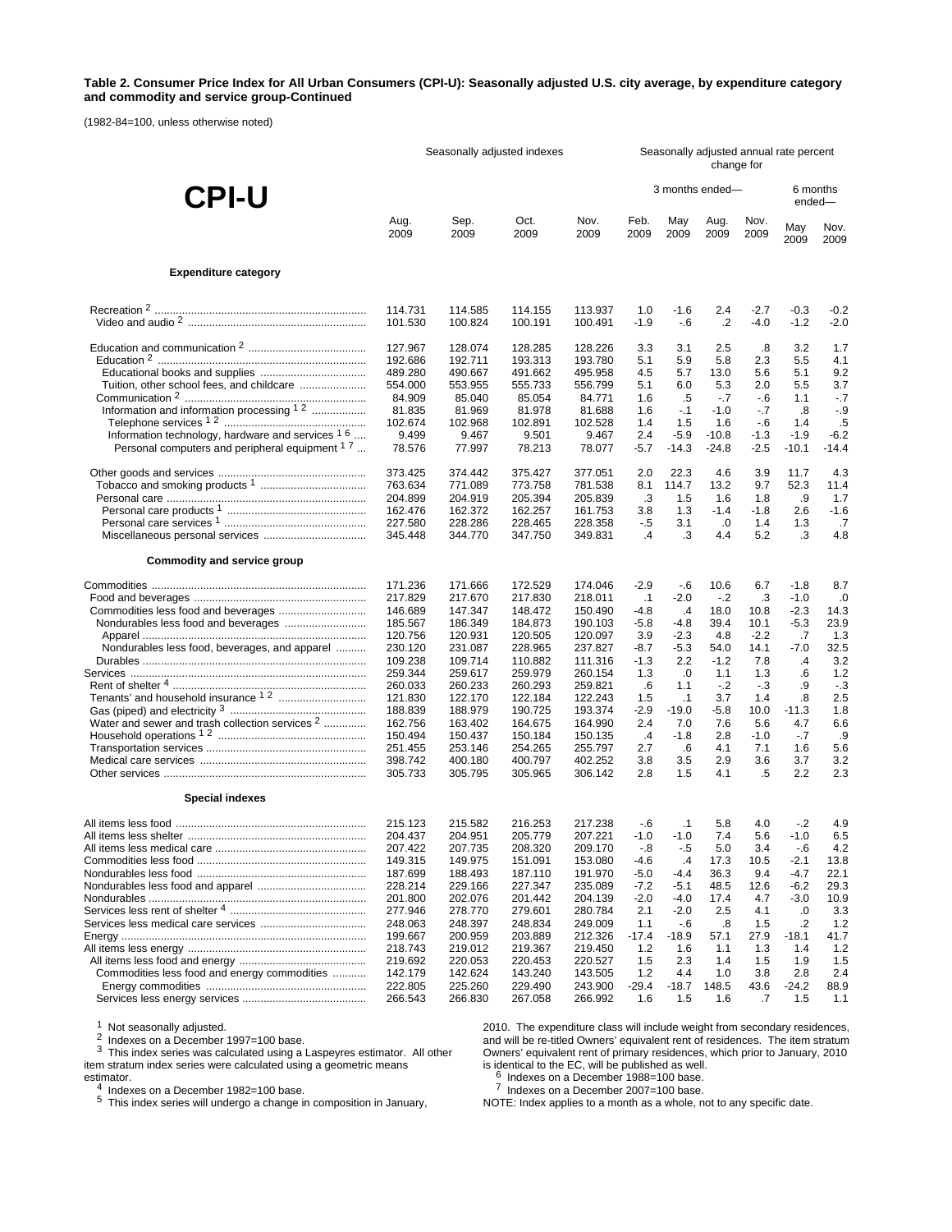**Table 2. Consumer Price Index for All Urban Consumers (CPI-U): Seasonally adjusted U.S. city average, by expenditure category and commodity and service group-Continued**

(1982-84=100, unless otherwise noted)

| CPI-U | Seasonally adjusted indexes | | | | Seasonally adjusted annual rate percent change for | | | | | |
|---|---|---|---|---|---|---|---|---|---|---|
| | | | | | 3 months ended— | | | | 6 months ended— | |
| | Aug. 2009 | Sep. 2009 | Oct. 2009 | Nov. 2009 | Feb. 2009 | May 2009 | Aug. 2009 | Nov. 2009 | May 2009 | Nov. 2009 |
| **Expenditure category** | | | | | | | | | | |
| Recreation [2] | 114.731 | 114.585 | 114.155 | 113.937 | 1.0 | -1.6 | 2.4 | -2.7 | -0.3 | -0.2 |
| Video and audio [2] | 101.530 | 100.824 | 100.191 | 100.491 | -1.9 | -.6 | .2 | -4.0 | -1.2 | -2.0 |
| Education and communication [2] | 127.967 | 128.074 | 128.285 | 128.226 | 3.3 | 3.1 | 2.5 | .8 | 3.2 | 1.7 |
| Education [2] | 192.686 | 192.711 | 193.313 | 193.780 | 5.1 | 5.9 | 5.8 | 2.3 | 5.5 | 4.1 |
| Educational books and supplies | 489.280 | 490.667 | 491.662 | 495.958 | 4.5 | 5.7 | 13.0 | 5.6 | 5.1 | 9.2 |
| Tuition, other school fees, and childcare | 554.000 | 553.955 | 555.733 | 556.799 | 5.1 | 6.0 | 5.3 | 2.0 | 5.5 | 3.7 |
| Communication [2] | 84.909 | 85.040 | 85.054 | 84.771 | 1.6 | .5 | -.7 | -.6 | 1.1 | -.7 |
| Information and information processing [1 2] | 81.835 | 81.969 | 81.978 | 81.688 | 1.6 | -.1 | -1.0 | -.7 | .8 | -.9 |
| Telephone services [1 2] | 102.674 | 102.968 | 102.891 | 102.528 | 1.4 | 1.5 | 1.6 | -.6 | 1.4 | .5 |
| Information technology, hardware and services [1 6] | 9.499 | 9.467 | 9.501 | 9.467 | 2.4 | -5.9 | -10.8 | -1.3 | -1.9 | -6.2 |
| Personal computers and peripheral equipment [1 7] | 78.576 | 77.997 | 78.213 | 78.077 | -5.7 | -14.3 | -24.8 | -2.5 | -10.1 | -14.4 |
| Other goods and services | 373.425 | 374.442 | 375.427 | 377.051 | 2.0 | 22.3 | 4.6 | 3.9 | 11.7 | 4.3 |
| Tobacco and smoking products [1] | 763.634 | 771.089 | 773.758 | 781.538 | 8.1 | 114.7 | 13.2 | 9.7 | 52.3 | 11.4 |
| Personal care | 204.899 | 204.919 | 205.394 | 205.839 | .3 | 1.5 | 1.6 | 1.8 | .9 | 1.7 |
| Personal care products [1] | 162.476 | 162.372 | 162.257 | 161.753 | 3.8 | 1.3 | -1.4 | -1.8 | 2.6 | -1.6 |
| Personal care services [1] | 227.580 | 228.286 | 228.465 | 228.358 | -.5 | 3.1 | .0 | 1.4 | 1.3 | .7 |
| Miscellaneous personal services | 345.448 | 344.770 | 347.750 | 349.831 | .4 | .3 | 4.4 | 5.2 | .3 | 4.8 |
| **Commodity and service group** | | | | | | | | | | |
| Commodities | 171.236 | 171.666 | 172.529 | 174.046 | -2.9 | -.6 | 10.6 | 6.7 | -1.8 | 8.7 |
| Food and beverages | 217.829 | 217.670 | 217.830 | 218.011 | .1 | -2.0 | -.2 | .3 | -1.0 | .0 |
| Commodities less food and beverages | 146.689 | 147.347 | 148.472 | 150.490 | -4.8 | .4 | 18.0 | 10.8 | -2.3 | 14.3 |
| Nondurables less food and beverages | 185.567 | 186.349 | 184.873 | 190.103 | -5.8 | -4.8 | 39.4 | 10.1 | -5.3 | 23.9 |
| Apparel | 120.756 | 120.931 | 120.505 | 120.097 | 3.9 | -2.3 | 4.8 | -2.2 | .7 | 1.3 |
| Nondurables less food, beverages, and apparel | 230.120 | 231.087 | 228.965 | 237.827 | -8.7 | -5.3 | 54.0 | 14.1 | -7.0 | 32.5 |
| Durables | 109.238 | 109.714 | 110.882 | 111.316 | -1.3 | 2.2 | -1.2 | 7.8 | .4 | 3.2 |
| Services | 259.344 | 259.617 | 259.979 | 260.154 | 1.3 | .0 | 1.1 | 1.3 | .6 | 1.2 |
| Rent of shelter [4] | 260.033 | 260.233 | 260.293 | 259.821 | .6 | 1.1 | -.2 | -.3 | .9 | -.3 |
| Tenants' and household insurance [1 2] | 121.830 | 122.170 | 122.184 | 122.243 | 1.5 | .1 | 3.7 | 1.4 | .8 | 2.5 |
| Gas (piped) and electricity [3] | 188.839 | 188.979 | 190.725 | 193.374 | -2.9 | -19.0 | -5.8 | 10.0 | -11.3 | 1.8 |
| Water and sewer and trash collection services [2] | 162.756 | 163.402 | 164.675 | 164.990 | 2.4 | 7.0 | 7.6 | 5.6 | 4.7 | 6.6 |
| Household operations [1 2] | 150.494 | 150.437 | 150.184 | 150.135 | .4 | -1.8 | 2.8 | -1.0 | -.7 | .9 |
| Transportation services | 251.455 | 253.146 | 254.265 | 255.797 | 2.7 | .6 | 4.1 | 7.1 | 1.6 | 5.6 |
| Medical care services | 398.742 | 400.180 | 400.797 | 402.252 | 3.8 | 3.5 | 2.9 | 3.6 | 3.7 | 3.2 |
| Other services | 305.733 | 305.795 | 305.965 | 306.142 | 2.8 | 1.5 | 4.1 | .5 | 2.2 | 2.3 |
| **Special indexes** | | | | | | | | | | |
| All items less food | 215.123 | 215.582 | 216.253 | 217.238 | -.6 | .1 | 5.8 | 4.0 | -.2 | 4.9 |
| All items less shelter | 204.437 | 204.951 | 205.779 | 207.221 | -1.0 | -1.0 | 7.4 | 5.6 | -1.0 | 6.5 |
| All items less medical care | 207.422 | 207.735 | 208.320 | 209.170 | -.8 | -.5 | 5.0 | 3.4 | -.6 | 4.2 |
| Commodities less food | 149.315 | 149.975 | 151.091 | 153.080 | -4.6 | .4 | 17.3 | 10.5 | -2.1 | 13.8 |
| Nondurables less food | 187.699 | 188.493 | 187.110 | 191.970 | -5.0 | -4.4 | 36.3 | 9.4 | -4.7 | 22.1 |
| Nondurables less food and apparel | 228.214 | 229.166 | 227.347 | 235.089 | -7.2 | -5.1 | 48.5 | 12.6 | -6.2 | 29.3 |
| Nondurables | 201.800 | 202.076 | 201.442 | 204.139 | -2.0 | -4.0 | 17.4 | 4.7 | -3.0 | 10.9 |
| Services less rent of shelter [4] | 277.946 | 278.770 | 279.601 | 280.784 | 2.1 | -2.0 | 2.5 | 4.1 | .0 | 3.3 |
| Services less medical care services | 248.063 | 248.397 | 248.834 | 249.009 | 1.1 | -.6 | .8 | 1.5 | .2 | 1.2 |
| Energy | 199.667 | 200.959 | 203.889 | 212.326 | -17.4 | -18.9 | 57.1 | 27.9 | -18.1 | 41.7 |
| All items less energy | 218.743 | 219.012 | 219.367 | 219.450 | 1.2 | 1.6 | 1.1 | 1.3 | 1.4 | 1.2 |
| All items less food and energy | 219.692 | 220.053 | 220.453 | 220.527 | 1.5 | 2.3 | 1.4 | 1.5 | 1.9 | 1.5 |
| Commodities less food and energy commodities | 142.179 | 142.624 | 143.240 | 143.505 | 1.2 | 4.4 | 1.0 | 3.8 | 2.8 | 2.4 |
| Energy commodities | 222.805 | 225.260 | 229.490 | 243.900 | -29.4 | -18.7 | 148.5 | 43.6 | -24.2 | 88.9 |
| Services less energy services | 266.543 | 266.830 | 267.058 | 266.992 | 1.6 | 1.5 | 1.6 | .7 | 1.5 | 1.1 |

[1] Not seasonally adjusted.
[2] Indexes on a December 1997=100 base.
[3] This index series was calculated using a Laspeyres estimator. All other item stratum index series were calculated using a geometric means estimator.
[4] Indexes on a December 1982=100 base.
[5] This index series will undergo a change in composition in January, 2010. The expenditure class will include weight from secondary residences, and will be re-titled Owners' equivalent rent of residences. The item stratum Owners' equivalent rent of primary residences, which prior to January, 2010 is identical to the EC, will be published as well.
[6] Indexes on a December 1988=100 base.
[7] Indexes on a December 2007=100 base.

NOTE: Index applies to a month as a whole, not to any specific date.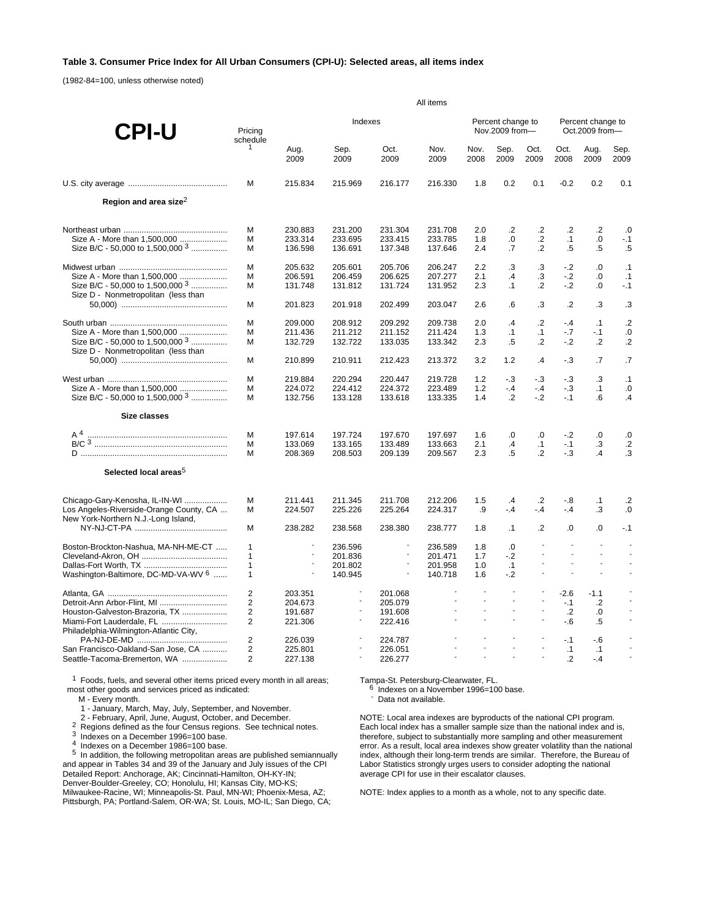**Table 3. Consumer Price Index for All Urban Consumers (CPI-U): Selected areas, all items index**

(1982-84=100, unless otherwise noted)

| CPI-U | Pricing schedule [1] | Indexes | | | | Percent change to Nov.2009 from— | | | Percent change to Oct.2009 from— | | |
|---|---|---|---|---|---|---|---|---|---|---|---|
| | | Aug. 2009 | Sep. 2009 | Oct. 2009 | Nov. 2009 | Nov. 2008 | Sep. 2009 | Oct. 2009 | Oct. 2008 | Aug. 2009 | Sep. 2009 |
| U.S. city average | M | 215.834 | 215.969 | 216.177 | 216.330 | 1.8 | 0.2 | 0.1 | -0.2 | 0.2 | 0.1 |
| **Region and area size** [2] | | | | | | | | | | | |
| Northeast urban | M | 230.883 | 231.200 | 231.304 | 231.708 | 2.0 | .2 | .2 | .2 | .2 | .0 |
| Size A - More than 1,500,000 | M | 233.314 | 233.695 | 233.415 | 233.785 | 1.8 | .0 | .2 | .1 | .0 | -.1 |
| Size B/C - 50,000 to 1,500,000 [3] | M | 136.598 | 136.691 | 137.348 | 137.646 | 2.4 | .7 | .2 | .5 | .5 | .5 |
| Midwest urban | M | 205.632 | 205.601 | 205.706 | 206.247 | 2.2 | .3 | .3 | -.2 | .0 | .1 |
| Size A - More than 1,500,000 | M | 206.591 | 206.459 | 206.625 | 207.277 | 2.1 | .4 | .3 | -.2 | .0 | .1 |
| Size B/C - 50,000 to 1,500,000 [3] | M | 131.748 | 131.812 | 131.724 | 131.952 | 2.3 | .1 | .2 | -.2 | .0 | -.1 |
| Size D - Nonmetropolitan (less than 50,000) | M | 201.823 | 201.918 | 202.499 | 203.047 | 2.6 | .6 | .3 | .2 | .3 | .3 |
| South urban | M | 209.000 | 208.912 | 209.292 | 209.738 | 2.0 | .4 | .2 | -.4 | .1 | .2 |
| Size A - More than 1,500,000 | M | 211.436 | 211.212 | 211.152 | 211.424 | 1.3 | .1 | .1 | -.7 | -.1 | .0 |
| Size B/C - 50,000 to 1,500,000 [3] | M | 132.729 | 132.722 | 133.035 | 133.342 | 2.3 | .5 | .2 | -.2 | .2 | .2 |
| Size D - Nonmetropolitan (less than 50,000) | M | 210.899 | 210.911 | 212.423 | 213.372 | 3.2 | 1.2 | .4 | -.3 | .7 | .7 |
| West urban | M | 219.884 | 220.294 | 220.447 | 219.728 | 1.2 | -.3 | -.3 | -.3 | .3 | .1 |
| Size A - More than 1,500,000 | M | 224.072 | 224.412 | 224.372 | 223.489 | 1.2 | -.4 | -.4 | -.3 | .1 | .0 |
| Size B/C - 50,000 to 1,500,000 [3] | M | 132.756 | 133.128 | 133.618 | 133.335 | 1.4 | .2 | -.2 | -.1 | .6 | .4 |
| **Size classes** | | | | | | | | | | | |
| A [4] | M | 197.614 | 197.724 | 197.670 | 197.697 | 1.6 | .0 | .0 | -.2 | .0 | .0 |
| B/C [3] | M | 133.069 | 133.165 | 133.489 | 133.663 | 2.1 | .4 | .1 | -.1 | .3 | .2 |
| D | M | 208.369 | 208.503 | 209.139 | 209.567 | 2.3 | .5 | .2 | -.3 | .4 | .3 |
| **Selected local areas** [5] | | | | | | | | | | | |
| Chicago-Gary-Kenosha, IL-IN-WI | M | 211.441 | 211.345 | 211.708 | 212.206 | 1.5 | .4 | .2 | -.8 | .1 | .2 |
| Los Angeles-Riverside-Orange County, CA | M | 224.507 | 225.226 | 225.264 | 224.317 | .9 | -.4 | -.4 | -.4 | .3 | .0 |
| New York-Northern N.J.-Long Island, NY-NJ-CT-PA | M | 238.282 | 238.568 | 238.380 | 238.777 | 1.8 | .1 | .2 | .0 | .0 | -.1 |
| Boston-Brockton-Nashua, MA-NH-ME-CT | 1 | - | 236.596 | - | 236.589 | 1.8 | .0 | - | - | - | - |
| Cleveland-Akron, OH | 1 | - | 201.836 | - | 201.471 | 1.7 | -.2 | - | - | - | - |
| Dallas-Fort Worth, TX | 1 | - | 201.802 | - | 201.958 | 1.0 | .1 | - | - | - | - |
| Washington-Baltimore, DC-MD-VA-WV [6] | 1 | - | 140.945 | - | 140.718 | 1.6 | -.2 | - | - | - | - |
| Atlanta, GA | 2 | 203.351 | - | 201.068 | - | - | - | - | -2.6 | -1.1 | - |
| Detroit-Ann Arbor-Flint, MI | 2 | 204.673 | - | 205.079 | - | - | - | - | -.1 | .2 | - |
| Houston-Galveston-Brazoria, TX | 2 | 191.687 | - | 191.608 | - | - | - | - | .2 | .0 | - |
| Miami-Fort Lauderdale, FL | 2 | 221.306 | - | 222.416 | - | - | - | - | -.6 | .5 | - |
| Philadelphia-Wilmington-Atlantic City, PA-NJ-DE-MD | 2 | 226.039 | - | 224.787 | - | - | - | - | -.1 | -.6 | - |
| San Francisco-Oakland-San Jose, CA | 2 | 225.801 | - | 226.051 | - | - | - | - | .1 | .1 | - |
| Seattle-Tacoma-Bremerton, WA | 2 | 227.138 | - | 226.277 | - | - | - | - | .2 | -.4 | - |

[1] Foods, fuels, and several other items priced every month in all areas; most other goods and services priced as indicated:

M - Every month.

1 - January, March, May, July, September, and November.

2 - February, April, June, August, October, and December.

[2] Regions defined as the four Census regions. See technical notes.

[3] Indexes on a December 1996=100 base.

[4] Indexes on a December 1986=100 base.

[5] In addition, the following metropolitan areas are published semiannually and appear in Tables 34 and 39 of the January and July issues of the CPI Detailed Report: Anchorage, AK; Cincinnati-Hamilton, OH-KY-IN; Denver-Boulder-Greeley, CO; Honolulu, HI; Kansas City, MO-KS; Milwaukee-Racine, WI; Minneapolis-St. Paul, MN-WI; Phoenix-Mesa, AZ; Pittsburgh, PA; Portland-Salem, OR-WA; St. Louis, MO-IL; San Diego, CA; Tampa-St. Petersburg-Clearwater, FL.

[6] Indexes on a November 1996=100 base.

- Data not available.

NOTE: Local area indexes are byproducts of the national CPI program. Each local index has a smaller sample size than the national index and is, therefore, subject to substantially more sampling and other measurement error. As a result, local area indexes show greater volatility than the national index, although their long-term trends are similar. Therefore, the Bureau of Labor Statistics strongly urges users to consider adopting the national average CPI for use in their escalator clauses.

NOTE: Index applies to a month as a whole, not to any specific date.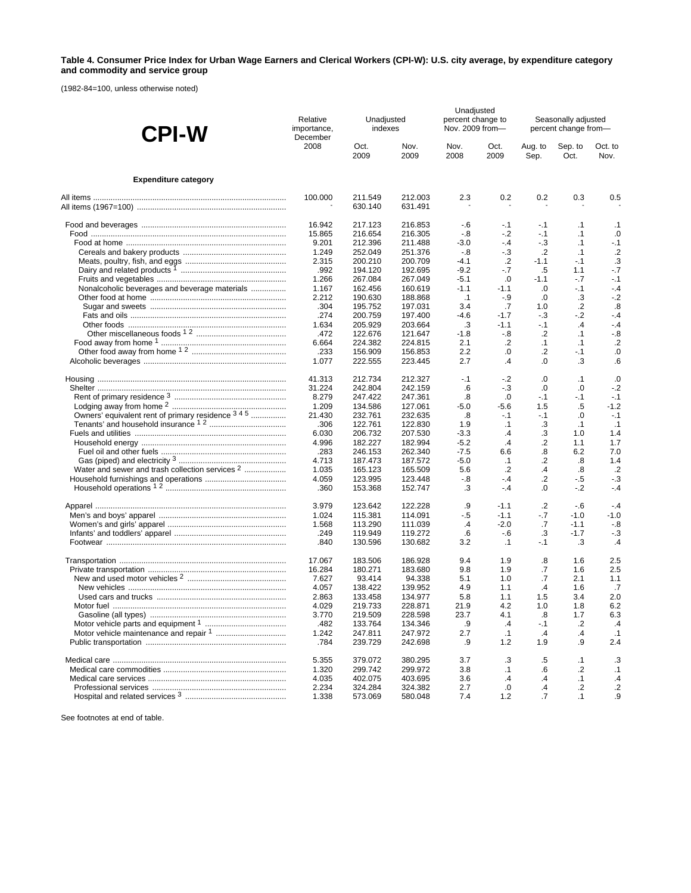**Table 4. Consumer Price Index for Urban Wage Earners and Clerical Workers (CPI-W): U.S. city average, by expenditure category and commodity and service group**

(1982-84=100, unless otherwise noted)

| CPI-W | Relative importance, December 2008 | Unadjusted indexes | | Unadjusted percent change to Nov. 2009 from— | | Seasonally adjusted percent change from— | | |
|---|---|---|---|---|---|---|---|---|
| | | Oct. 2009 | Nov. 2009 | Nov. 2008 | Oct. 2009 | Aug. to Sep. | Sep. to Oct. | Oct. to Nov. |
| **Expenditure category** | | | | | | | | |
| All items | 100.000 | 211.549 | 212.003 | 2.3 | 0.2 | 0.2 | 0.3 | 0.5 |
| All items (1967=100) | - | 630.140 | 631.491 | - | - | - | - | - |
| Food and beverages | 16.942 | 217.123 | 216.853 | -.6 | -.1 | -.1 | .1 | .1 |
| Food | 15.865 | 216.654 | 216.305 | -.8 | -.2 | -.1 | .1 | .0 |
| Food at home | 9.201 | 212.396 | 211.488 | -3.0 | -.4 | -.3 | .1 | -.1 |
| Cereals and bakery products | 1.249 | 252.049 | 251.376 | -.8 | -.3 | .2 | .1 | .2 |
| Meats, poultry, fish, and eggs | 2.315 | 200.210 | 200.709 | -4.1 | .2 | -1.1 | -.1 | .3 |
| Dairy and related products [1] | .992 | 194.120 | 192.695 | -9.2 | -.7 | .5 | 1.1 | -.7 |
| Fruits and vegetables | 1.266 | 267.084 | 267.049 | -5.1 | .0 | -1.1 | -.7 | -.1 |
| Nonalcoholic beverages and beverage materials | 1.167 | 162.456 | 160.619 | -1.1 | -1.1 | .0 | -.1 | -.4 |
| Other food at home | 2.212 | 190.630 | 188.868 | .1 | -.9 | .0 | .3 | -.2 |
| Sugar and sweets | .304 | 195.752 | 197.031 | 3.4 | .7 | 1.0 | .2 | .8 |
| Fats and oils | .274 | 200.759 | 197.400 | -4.6 | -1.7 | -.3 | -.2 | -.4 |
| Other foods | 1.634 | 205.929 | 203.664 | .3 | -1.1 | -.1 | .4 | -.4 |
| Other miscellaneous foods [1 2] | .472 | 122.676 | 121.647 | -1.8 | -.8 | .2 | .1 | -.8 |
| Food away from home [1] | 6.664 | 224.382 | 224.815 | 2.1 | .2 | .1 | .1 | .2 |
| Other food away from home [1 2] | .233 | 156.909 | 156.853 | 2.2 | .0 | .2 | -.1 | .0 |
| Alcoholic beverages | 1.077 | 222.555 | 223.445 | 2.7 | .4 | .0 | .3 | .6 |
| Housing | 41.313 | 212.734 | 212.327 | -.1 | -.2 | .0 | .1 | .0 |
| Shelter | 31.224 | 242.804 | 242.159 | .6 | -.3 | .0 | .0 | -.2 |
| Rent of primary residence [3] | 8.279 | 247.422 | 247.361 | .8 | .0 | -.1 | -.1 | -.1 |
| Lodging away from home [2] | 1.209 | 134.586 | 127.061 | -5.0 | -5.6 | 1.5 | .5 | -1.2 |
| Owners' equivalent rent of primary residence [3 4 5] | 21.430 | 232.761 | 232.635 | .8 | -.1 | -.1 | .0 | -.1 |
| Tenants' and household insurance [1 2] | .306 | 122.761 | 122.830 | 1.9 | .1 | .3 | .1 | .1 |
| Fuels and utilities | 6.030 | 206.732 | 207.530 | -3.3 | .4 | .3 | 1.0 | 1.4 |
| Household energy | 4.996 | 182.227 | 182.994 | -5.2 | .4 | .2 | 1.1 | 1.7 |
| Fuel oil and other fuels | .283 | 246.153 | 262.340 | -7.5 | 6.6 | .8 | 6.2 | 7.0 |
| Gas (piped) and electricity [3] | 4.713 | 187.473 | 187.572 | -5.0 | .1 | .2 | .8 | 1.4 |
| Water and sewer and trash collection services [2] | 1.035 | 165.123 | 165.509 | 5.6 | .2 | .4 | .8 | .2 |
| Household furnishings and operations | 4.059 | 123.995 | 123.448 | -.8 | -.4 | .2 | -.5 | -.3 |
| Household operations [1 2] | .360 | 153.368 | 152.747 | .3 | -.4 | .0 | -.2 | -.4 |
| Apparel | 3.979 | 123.642 | 122.228 | .9 | -1.1 | .2 | -.6 | -.4 |
| Men's and boys' apparel | 1.024 | 115.381 | 114.091 | -.5 | -1.1 | -.7 | -1.0 | -1.0 |
| Women's and girls' apparel | 1.568 | 113.290 | 111.039 | .4 | -2.0 | .7 | -1.1 | -.8 |
| Infants' and toddlers' apparel | .249 | 119.949 | 119.272 | .6 | -.6 | .3 | -1.7 | -.3 |
| Footwear | .840 | 130.596 | 130.682 | 3.2 | .1 | -.1 | .3 | .4 |
| Transportation | 17.067 | 183.506 | 186.928 | 9.4 | 1.9 | .8 | 1.6 | 2.5 |
| Private transportation | 16.284 | 180.271 | 183.680 | 9.8 | 1.9 | .7 | 1.6 | 2.5 |
| New and used motor vehicles [2] | 7.627 | 93.414 | 94.338 | 5.1 | 1.0 | .7 | 2.1 | 1.1 |
| New vehicles | 4.057 | 138.422 | 139.952 | 4.9 | 1.1 | .4 | 1.6 | .7 |
| Used cars and trucks | 2.863 | 133.458 | 134.977 | 5.8 | 1.1 | 1.5 | 3.4 | 2.0 |
| Motor fuel | 4.029 | 219.733 | 228.871 | 21.9 | 4.2 | 1.0 | 1.8 | 6.2 |
| Gasoline (all types) | 3.770 | 219.509 | 228.598 | 23.7 | 4.1 | .8 | 1.7 | 6.3 |
| Motor vehicle parts and equipment [1] | .482 | 133.764 | 134.346 | .9 | .4 | -.1 | .2 | .4 |
| Motor vehicle maintenance and repair [1] | 1.242 | 247.811 | 247.972 | 2.7 | .1 | .4 | .4 | .1 |
| Public transportation | .784 | 239.729 | 242.698 | .9 | 1.2 | 1.9 | .9 | 2.4 |
| Medical care | 5.355 | 379.072 | 380.295 | 3.7 | .3 | .5 | .1 | .3 |
| Medical care commodities | 1.320 | 299.742 | 299.972 | 3.8 | .1 | .6 | .2 | .1 |
| Medical care services | 4.035 | 402.075 | 403.695 | 3.6 | .4 | .4 | .1 | .4 |
| Professional services | 2.234 | 324.284 | 324.382 | 2.7 | .0 | .4 | .2 | .2 |
| Hospital and related services [3] | 1.338 | 573.069 | 580.048 | 7.4 | 1.2 | .7 | .1 | .9 |

See footnotes at end of table.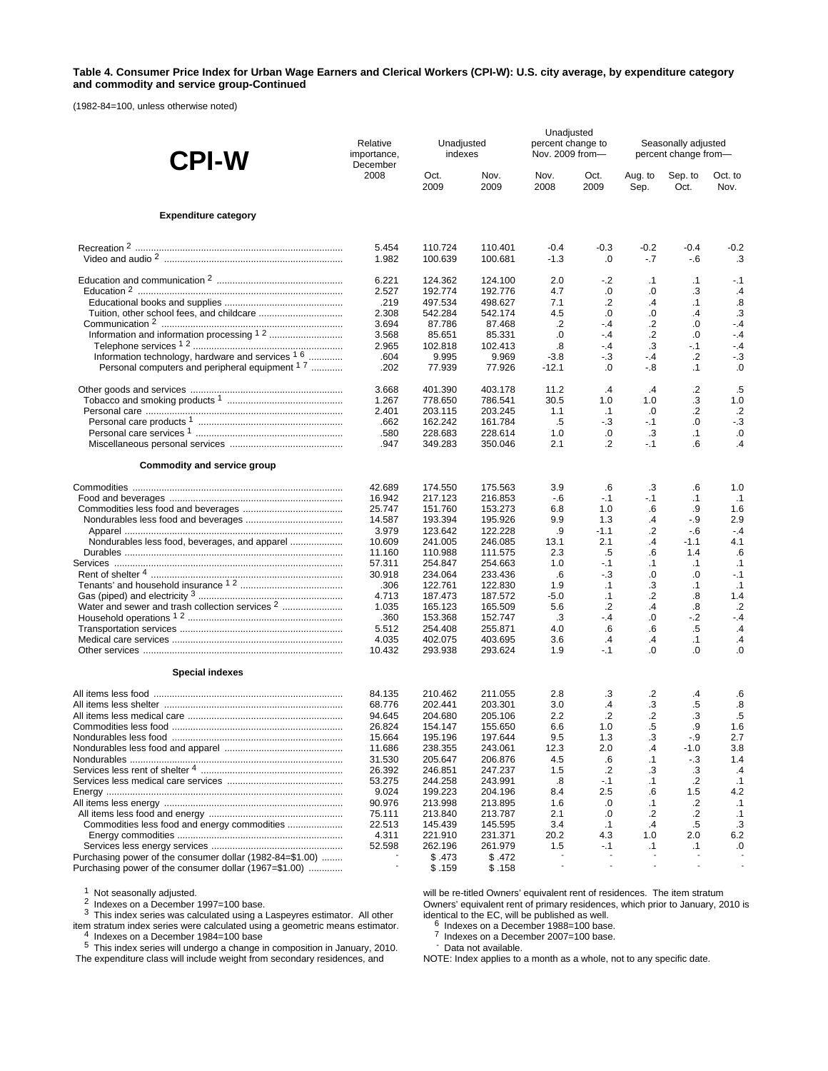**Table 4. Consumer Price Index for Urban Wage Earners and Clerical Workers (CPI-W): U.S. city average, by expenditure category and commodity and service group-Continued**

(1982-84=100, unless otherwise noted)

| CPI-W | Relative importance, December 2008 | Unadjusted indexes | | Unadjusted percent change to Nov. 2009 from— | | Seasonally adjusted percent change from— | | |
|---|---|---|---|---|---|---|---|---|
| | | Oct. 2009 | Nov. 2009 | Nov. 2008 | Oct. 2009 | Aug. to Sep. | Sep. to Oct. | Oct. to Nov. |
| **Expenditure category** | | | | | | | | |
| Recreation [2] | 5.454 | 110.724 | 110.401 | -0.4 | -0.3 | -0.2 | -0.4 | -0.2 |
| Video and audio [2] | 1.982 | 100.639 | 100.681 | -1.3 | .0 | -.7 | -.6 | .3 |
| Education and communication [2] | 6.221 | 124.362 | 124.100 | 2.0 | -.2 | .1 | .1 | -.1 |
| Education [2] | 2.527 | 192.774 | 192.776 | 4.7 | .0 | .0 | .3 | .4 |
| Educational books and supplies | .219 | 497.534 | 498.627 | 7.1 | .2 | .4 | .1 | .8 |
| Tuition, other school fees, and childcare | 2.308 | 542.284 | 542.174 | 4.5 | .0 | .0 | .4 | .3 |
| Communication [2] | 3.694 | 87.786 | 87.468 | .2 | -.4 | .2 | .0 | -.4 |
| Information and information processing [1 2] | 3.568 | 85.651 | 85.331 | .0 | -.4 | .2 | .0 | -.4 |
| Telephone services [1 2] | 2.965 | 102.818 | 102.413 | .8 | -.4 | .3 | -.1 | -.4 |
| Information technology, hardware and services [1 6] | .604 | 9.995 | 9.969 | -3.8 | -.3 | -.4 | .2 | -.3 |
| Personal computers and peripheral equipment [1 7] | .202 | 77.939 | 77.926 | -12.1 | .0 | -.8 | .1 | .0 |
| Other goods and services | 3.668 | 401.390 | 403.178 | 11.2 | .4 | .4 | .2 | .5 |
| Tobacco and smoking products [1] | 1.267 | 778.650 | 786.541 | 30.5 | 1.0 | 1.0 | .3 | 1.0 |
| Personal care | 2.401 | 203.115 | 203.245 | 1.1 | .1 | .0 | .2 | .2 |
| Personal care products [1] | .662 | 162.242 | 161.784 | .5 | -.3 | -.1 | .0 | -.3 |
| Personal care services [1] | .580 | 228.683 | 228.614 | 1.0 | .0 | .3 | .1 | .0 |
| Miscellaneous personal services | .947 | 349.283 | 350.046 | 2.1 | .2 | -.1 | .6 | .4 |
| **Commodity and service group** | | | | | | | | |
| Commodities | 42.689 | 174.550 | 175.563 | 3.9 | .6 | .3 | .6 | 1.0 |
| Food and beverages | 16.942 | 217.123 | 216.853 | -.6 | -.1 | -.1 | .1 | .1 |
| Commodities less food and beverages | 25.747 | 151.760 | 153.273 | 6.8 | 1.0 | .6 | .9 | 1.6 |
| Nondurables less food and beverages | 14.587 | 193.394 | 195.926 | 9.9 | 1.3 | .4 | -.9 | 2.9 |
| Apparel | 3.979 | 123.642 | 122.228 | .9 | -1.1 | .2 | -.6 | -.4 |
| Nondurables less food, beverages, and apparel | 10.609 | 241.005 | 246.085 | 13.1 | 2.1 | .4 | -1.1 | 4.1 |
| Durables | 11.160 | 110.988 | 111.575 | 2.3 | .5 | .6 | 1.4 | .6 |
| Services | 57.311 | 254.847 | 254.663 | 1.0 | -.1 | .1 | .1 | .1 |
| Rent of shelter [4] | 30.918 | 234.064 | 233.436 | .6 | -.3 | .0 | .0 | -.1 |
| Tenants' and household insurance [1 2] | .306 | 122.761 | 122.830 | 1.9 | .1 | .3 | .1 | .1 |
| Gas (piped) and electricity [3] | 4.713 | 187.473 | 187.572 | -5.0 | .1 | .2 | .8 | 1.4 |
| Water and sewer and trash collection services [2] | 1.035 | 165.123 | 165.509 | 5.6 | .2 | .4 | .8 | .2 |
| Household operations [1 2] | .360 | 153.368 | 152.747 | .3 | -.4 | .0 | -.2 | -.4 |
| Transportation services | 5.512 | 254.408 | 255.871 | 4.0 | .6 | .6 | .5 | .4 |
| Medical care services | 4.035 | 402.075 | 403.695 | 3.6 | .4 | .4 | .1 | .4 |
| Other services | 10.432 | 293.938 | 293.624 | 1.9 | -.1 | .0 | .0 | .0 |
| **Special indexes** | | | | | | | | |
| All items less food | 84.135 | 210.462 | 211.055 | 2.8 | .3 | .2 | .4 | .6 |
| All items less shelter | 68.776 | 202.441 | 203.301 | 3.0 | .4 | .3 | .5 | .8 |
| All items less medical care | 94.645 | 204.680 | 205.106 | 2.2 | .2 | .2 | .3 | .5 |
| Commodities less food | 26.824 | 154.147 | 155.650 | 6.6 | 1.0 | .5 | .9 | 1.6 |
| Nondurables less food | 15.664 | 195.196 | 197.644 | 9.5 | 1.3 | .3 | -.9 | 2.7 |
| Nondurables less food and apparel | 11.686 | 238.355 | 243.061 | 12.3 | 2.0 | .4 | -1.0 | 3.8 |
| Nondurables | 31.530 | 205.647 | 206.876 | 4.5 | .6 | .1 | -.3 | 1.4 |
| Services less rent of shelter [4] | 26.392 | 246.851 | 247.237 | 1.5 | .2 | .3 | .3 | .4 |
| Services less medical care services | 53.275 | 244.258 | 243.991 | .8 | -.1 | .1 | .2 | .1 |
| Energy | 9.024 | 199.223 | 204.196 | 8.4 | 2.5 | .6 | 1.5 | 4.2 |
| All items less energy | 90.976 | 213.998 | 213.895 | 1.6 | .0 | .1 | .2 | .1 |
| All items less food and energy | 75.111 | 213.840 | 213.787 | 2.1 | .0 | .2 | .2 | .1 |
| Commodities less food and energy commodities | 22.513 | 145.439 | 145.595 | 3.4 | .1 | .4 | .5 | .3 |
| Energy commodities | 4.311 | 221.910 | 231.371 | 20.2 | 4.3 | 1.0 | 2.0 | 6.2 |
| Services less energy services | 52.598 | 262.196 | 261.979 | 1.5 | -.1 | .1 | .1 | .0 |
| Purchasing power of the consumer dollar (1982-84=$1.00) | - | $ .473 | $ .472 | - | - | - | - | - |
| Purchasing power of the consumer dollar (1967=$1.00) | - | $ .159 | $ .158 | - | - | - | - | - |

[1] Not seasonally adjusted.
[2] Indexes on a December 1997=100 base.
[3] This index series was calculated using a Laspeyres estimator. All other item stratum index series were calculated using a geometric means estimator.
[4] Indexes on a December 1984=100 base
[5] This index series will undergo a change in composition in January, 2010. The expenditure class will include weight from secondary residences, and will be re-titled Owners' equivalent rent of residences. The item stratum Owners' equivalent rent of primary residences, which prior to January, 2010 is identical to the EC, will be published as well.
[6] Indexes on a December 1988=100 base.
[7] Indexes on a December 2007=100 base.
[-] Data not available.
NOTE: Index applies to a month as a whole, not to any specific date.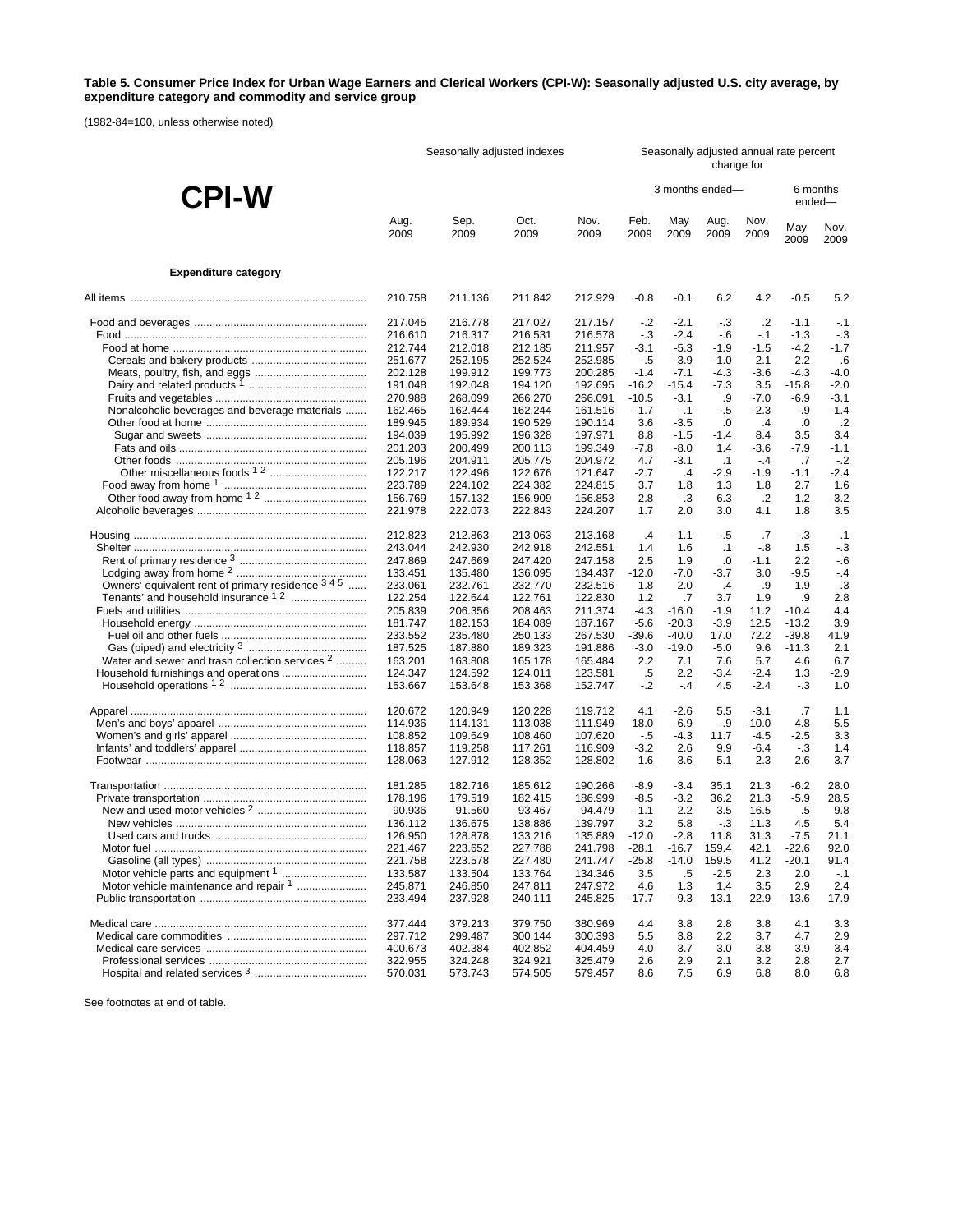**Table 5. Consumer Price Index for Urban Wage Earners and Clerical Workers (CPI-W): Seasonally adjusted U.S. city average, by expenditure category and commodity and service group**

(1982-84=100, unless otherwise noted)

# CPI-W

| | Seasonally adjusted indexes | | | | Seasonally adjusted annual rate percent change for | | | | | |
|---|---|---|---|---|---|---|---|---|---|---|
| | | | | | 3 months ended— | | | | 6 months ended— | |
| | Aug. 2009 | Sep. 2009 | Oct. 2009 | Nov. 2009 | Feb. 2009 | May 2009 | Aug. 2009 | Nov. 2009 | May 2009 | Nov. 2009 |
| **Expenditure category** | | | | | | | | | | |
| All items | 210.758 | 211.136 | 211.842 | 212.929 | -0.8 | -0.1 | 6.2 | 4.2 | -0.5 | 5.2 |
| Food and beverages | 217.045 | 216.778 | 217.027 | 217.157 | -.2 | -2.1 | -.3 | .2 | -1.1 | -.1 |
| Food | 216.610 | 216.317 | 216.531 | 216.578 | -.3 | -2.4 | -.6 | -.1 | -1.3 | -.3 |
| Food at home | 212.744 | 212.018 | 212.185 | 211.957 | -3.1 | -5.3 | -1.9 | -1.5 | -4.2 | -1.7 |
| Cereals and bakery products | 251.677 | 252.195 | 252.524 | 252.985 | -.5 | -3.9 | -1.0 | 2.1 | -2.2 | .6 |
| Meats, poultry, fish, and eggs | 202.128 | 199.912 | 199.773 | 200.285 | -1.4 | -7.1 | -4.3 | -3.6 | -4.3 | -4.0 |
| Dairy and related products [1] | 191.048 | 192.048 | 194.120 | 192.695 | -16.2 | -15.4 | -7.3 | 3.5 | -15.8 | -2.0 |
| Fruits and vegetables | 270.988 | 268.099 | 266.270 | 266.091 | -10.5 | -3.1 | .9 | -7.0 | -6.9 | -3.1 |
| Nonalcoholic beverages and beverage materials | 162.465 | 162.444 | 162.244 | 161.516 | -1.7 | -.1 | -.5 | -2.3 | -.9 | -1.4 |
| Other food at home | 189.945 | 189.934 | 190.529 | 190.114 | 3.6 | -3.5 | .0 | .4 | .0 | .2 |
| Sugar and sweets | 194.039 | 195.992 | 196.328 | 197.971 | 8.8 | -1.5 | -1.4 | 8.4 | 3.5 | 3.4 |
| Fats and oils | 201.203 | 200.499 | 200.113 | 199.349 | -7.8 | -8.0 | 1.4 | -3.6 | -7.9 | -1.1 |
| Other foods | 205.196 | 204.911 | 205.775 | 204.972 | 4.7 | -3.1 | .1 | -.4 | .7 | -.2 |
| Other miscellaneous foods [1 2] | 122.217 | 122.496 | 122.676 | 121.647 | -2.7 | .4 | -2.9 | -1.9 | -1.1 | -2.4 |
| Food away from home [1] | 223.789 | 224.102 | 224.382 | 224.815 | 3.7 | 1.8 | 1.3 | 1.8 | 2.7 | 1.6 |
| Other food away from home [1 2] | 156.769 | 157.132 | 156.909 | 156.853 | 2.8 | -.3 | 6.3 | .2 | 1.2 | 3.2 |
| Alcoholic beverages | 221.978 | 222.073 | 222.843 | 224.207 | 1.7 | 2.0 | 3.0 | 4.1 | 1.8 | 3.5 |
| Housing | 212.823 | 212.863 | 213.063 | 213.168 | .4 | -1.1 | -.5 | .7 | -.3 | .1 |
| Shelter | 243.044 | 242.930 | 242.918 | 242.551 | 1.4 | 1.6 | .1 | -.8 | 1.5 | -.3 |
| Rent of primary residence [3] | 247.869 | 247.669 | 247.420 | 247.158 | 2.5 | 1.9 | .0 | -1.1 | 2.2 | -.6 |
| Lodging away from home [2] | 133.451 | 135.480 | 136.095 | 134.437 | -12.0 | -7.0 | -3.7 | 3.0 | -9.5 | -.4 |
| Owners' equivalent rent of primary residence [3 4 5] | 233.061 | 232.761 | 232.770 | 232.516 | 1.8 | 2.0 | .4 | -.9 | 1.9 | -.3 |
| Tenants' and household insurance [1 2] | 122.254 | 122.644 | 122.761 | 122.830 | 1.2 | .7 | 3.7 | 1.9 | .9 | 2.8 |
| Fuels and utilities | 205.839 | 206.356 | 208.463 | 211.374 | -4.3 | -16.0 | -1.9 | 11.2 | -10.4 | 4.4 |
| Household energy | 181.747 | 182.153 | 184.089 | 187.167 | -5.6 | -20.3 | -3.9 | 12.5 | -13.2 | 3.9 |
| Fuel oil and other fuels | 233.552 | 235.480 | 250.133 | 267.530 | -39.6 | -40.0 | 17.0 | 72.2 | -39.8 | 41.9 |
| Gas (piped) and electricity [3] | 187.525 | 187.880 | 189.323 | 191.886 | -3.0 | -19.0 | -5.0 | 9.6 | -11.3 | 2.1 |
| Water and sewer and trash collection services [2] | 163.201 | 163.808 | 165.178 | 165.484 | 2.2 | 7.1 | 7.6 | 5.7 | 4.6 | 6.7 |
| Household furnishings and operations | 124.347 | 124.592 | 124.011 | 123.581 | .5 | 2.2 | -3.4 | -2.4 | 1.3 | -2.9 |
| Household operations [1 2] | 153.667 | 153.648 | 153.368 | 152.747 | -.2 | -.4 | 4.5 | -2.4 | -.3 | 1.0 |
| Apparel | 120.672 | 120.949 | 120.228 | 119.712 | 4.1 | -2.6 | 5.5 | -3.1 | .7 | 1.1 |
| Men's and boys' apparel | 114.936 | 114.131 | 113.038 | 111.949 | 18.0 | -6.9 | -.9 | -10.0 | 4.8 | -5.5 |
| Women's and girls' apparel | 108.852 | 109.649 | 108.460 | 107.620 | -.5 | -4.3 | 11.7 | -4.5 | -2.5 | 3.3 |
| Infants' and toddlers' apparel | 118.857 | 119.258 | 117.261 | 116.909 | -3.2 | 2.6 | 9.9 | -6.4 | -.3 | 1.4 |
| Footwear | 128.063 | 127.912 | 128.352 | 128.802 | 1.6 | 3.6 | 5.1 | 2.3 | 2.6 | 3.7 |
| Transportation | 181.285 | 182.716 | 185.612 | 190.266 | -8.9 | -3.4 | 35.1 | 21.3 | -6.2 | 28.0 |
| Private transportation | 178.196 | 179.519 | 182.415 | 186.999 | -8.5 | -3.2 | 36.2 | 21.3 | -5.9 | 28.5 |
| New and used motor vehicles [2] | 90.936 | 91.560 | 93.467 | 94.479 | -1.1 | 2.2 | 3.5 | 16.5 | .5 | 9.8 |
| New vehicles | 136.112 | 136.675 | 138.886 | 139.797 | 3.2 | 5.8 | -.3 | 11.3 | 4.5 | 5.4 |
| Used cars and trucks | 126.950 | 128.878 | 133.216 | 135.889 | -12.0 | -2.8 | 11.8 | 31.3 | -7.5 | 21.1 |
| Motor fuel | 221.467 | 223.652 | 227.788 | 241.798 | -28.1 | -16.7 | 159.4 | 42.1 | -22.6 | 92.0 |
| Gasoline (all types) | 221.758 | 223.578 | 227.480 | 241.747 | -25.8 | -14.0 | 159.5 | 41.2 | -20.1 | 91.4 |
| Motor vehicle parts and equipment [1] | 133.587 | 133.504 | 133.764 | 134.346 | 3.5 | .5 | -2.5 | 2.3 | 2.0 | -.1 |
| Motor vehicle maintenance and repair [1] | 245.871 | 246.850 | 247.811 | 247.972 | 4.6 | 1.3 | 1.4 | 3.5 | 2.9 | 2.4 |
| Public transportation | 233.494 | 237.928 | 240.111 | 245.825 | -17.7 | -9.3 | 13.1 | 22.9 | -13.6 | 17.9 |
| Medical care | 377.444 | 379.213 | 379.750 | 380.969 | 4.4 | 3.8 | 2.8 | 3.8 | 4.1 | 3.3 |
| Medical care commodities | 297.712 | 299.487 | 300.144 | 300.393 | 5.5 | 3.8 | 2.2 | 3.7 | 4.7 | 2.9 |
| Medical care services | 400.673 | 402.384 | 402.852 | 404.459 | 4.0 | 3.7 | 3.0 | 3.8 | 3.9 | 3.4 |
| Professional services | 322.955 | 324.248 | 324.921 | 325.479 | 2.6 | 2.9 | 2.1 | 3.2 | 2.8 | 2.7 |
| Hospital and related services [3] | 570.031 | 573.743 | 574.505 | 579.457 | 8.6 | 7.5 | 6.9 | 6.8 | 8.0 | 6.8 |

See footnotes at end of table.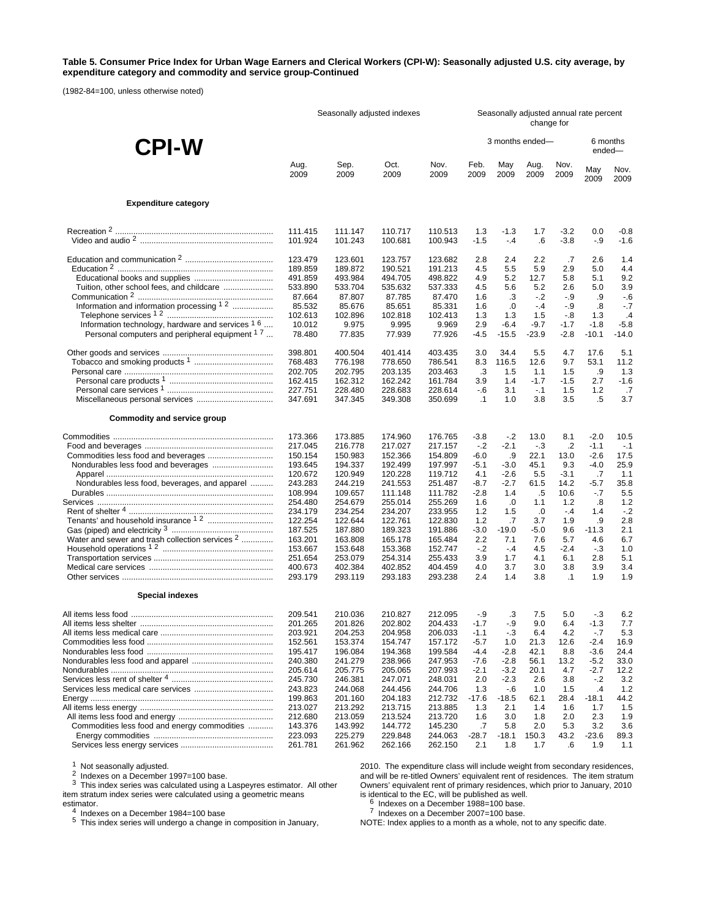**Table 5. Consumer Price Index for Urban Wage Earners and Clerical Workers (CPI-W): Seasonally adjusted U.S. city average, by expenditure category and commodity and service group-Continued**

(1982-84=100, unless otherwise noted)

# CPI-W

| | Seasonally adjusted indexes | | | | Seasonally adjusted annual rate percent change for | | | | | |
|---|---|---|---|---|---|---|---|---|---|---|
| | | | | | 3 months ended— | | | | 6 months ended— | |
| | Aug. 2009 | Sep. 2009 | Oct. 2009 | Nov. 2009 | Feb. 2009 | May 2009 | Aug. 2009 | Nov. 2009 | May 2009 | Nov. 2009 |
| **Expenditure category** | | | | | | | | | | |
| Recreation [2] | 111.415 | 111.147 | 110.717 | 110.513 | 1.3 | -1.3 | 1.7 | -3.2 | 0.0 | -0.8 |
| Video and audio [2] | 101.924 | 101.243 | 100.681 | 100.943 | -1.5 | -.4 | .6 | -3.8 | -.9 | -1.6 |
| Education and communication [2] | 123.479 | 123.601 | 123.757 | 123.682 | 2.8 | 2.4 | 2.2 | .7 | 2.6 | 1.4 |
| Education [2] | 189.859 | 189.872 | 190.521 | 191.213 | 4.5 | 5.5 | 5.9 | 2.9 | 5.0 | 4.4 |
| Educational books and supplies | 491.859 | 493.984 | 494.705 | 498.822 | 4.9 | 5.2 | 12.7 | 5.8 | 5.1 | 9.2 |
| Tuition, other school fees, and childcare | 533.890 | 533.704 | 535.632 | 537.333 | 4.5 | 5.6 | 5.2 | 2.6 | 5.0 | 3.9 |
| Communication [2] | 87.664 | 87.807 | 87.785 | 87.470 | 1.6 | .3 | -.2 | -.9 | .9 | -.6 |
| Information and information processing [1 2] | 85.532 | 85.676 | 85.651 | 85.331 | 1.6 | .0 | -.4 | -.9 | .8 | -.7 |
| Telephone services [1 2] | 102.613 | 102.896 | 102.818 | 102.413 | 1.3 | 1.3 | 1.5 | -.8 | 1.3 | .4 |
| Information technology, hardware and services [1 6] | 10.012 | 9.975 | 9.995 | 9.969 | 2.9 | -6.4 | -9.7 | -1.7 | -1.8 | -5.8 |
| Personal computers and peripheral equipment [1 7] | 78.480 | 77.835 | 77.939 | 77.926 | -4.5 | -15.5 | -23.9 | -2.8 | -10.1 | -14.0 |
| Other goods and services | 398.801 | 400.504 | 401.414 | 403.435 | 3.0 | 34.4 | 5.5 | 4.7 | 17.6 | 5.1 |
| Tobacco and smoking products [1] | 768.483 | 776.198 | 778.650 | 786.541 | 8.3 | 116.5 | 12.6 | 9.7 | 53.1 | 11.2 |
| Personal care | 202.705 | 202.795 | 203.135 | 203.463 | .3 | 1.5 | 1.1 | 1.5 | .9 | 1.3 |
| Personal care products [1] | 162.415 | 162.312 | 162.242 | 161.784 | 3.9 | 1.4 | -1.7 | -1.5 | 2.7 | -1.6 |
| Personal care services [1] | 227.751 | 228.480 | 228.683 | 228.614 | -.6 | 3.1 | -.1 | 1.5 | 1.2 | .7 |
| Miscellaneous personal services | 347.691 | 347.345 | 349.308 | 350.699 | .1 | 1.0 | 3.8 | 3.5 | .5 | 3.7 |
| **Commodity and service group** | | | | | | | | | | |
| Commodities | 173.366 | 173.885 | 174.960 | 176.765 | -3.8 | -.2 | 13.0 | 8.1 | -2.0 | 10.5 |
| Food and beverages | 217.045 | 216.778 | 217.027 | 217.157 | -.2 | -2.1 | -.3 | .2 | -1.1 | -.1 |
| Commodities less food and beverages | 150.154 | 150.983 | 152.366 | 154.809 | -6.0 | .9 | 22.1 | 13.0 | -2.6 | 17.5 |
| Nondurables less food and beverages | 193.645 | 194.337 | 192.499 | 197.997 | -5.1 | -3.0 | 45.1 | 9.3 | -4.0 | 25.9 |
| Apparel | 120.672 | 120.949 | 120.228 | 119.712 | 4.1 | -2.6 | 5.5 | -3.1 | .7 | 1.1 |
| Nondurables less food, beverages, and apparel | 243.283 | 244.219 | 241.553 | 251.487 | -8.7 | -2.7 | 61.5 | 14.2 | -5.7 | 35.8 |
| Durables | 108.994 | 109.657 | 111.148 | 111.782 | -2.8 | 1.4 | .5 | 10.6 | -.7 | 5.5 |
| Services | 254.480 | 254.679 | 255.014 | 255.269 | 1.6 | .0 | 1.1 | 1.2 | .8 | 1.2 |
| Rent of shelter [4] | 234.179 | 234.254 | 234.207 | 233.955 | 1.2 | 1.5 | .0 | -.4 | 1.4 | -.2 |
| Tenants' and household insurance [1 2] | 122.254 | 122.644 | 122.761 | 122.830 | 1.2 | .7 | 3.7 | 1.9 | .9 | 2.8 |
| Gas (piped) and electricity [3] | 187.525 | 187.880 | 189.323 | 191.886 | -3.0 | -19.0 | -5.0 | 9.6 | -11.3 | 2.1 |
| Water and sewer and trash collection services [2] | 163.201 | 163.808 | 165.178 | 165.484 | 2.2 | 7.1 | 7.6 | 5.7 | 4.6 | 6.7 |
| Household operations [1 2] | 153.667 | 153.648 | 153.368 | 152.747 | -.2 | -.4 | 4.5 | -2.4 | -.3 | 1.0 |
| Transportation services | 251.654 | 253.079 | 254.314 | 255.433 | 3.9 | 1.7 | 4.1 | 6.1 | 2.8 | 5.1 |
| Medical care services | 400.673 | 402.384 | 402.852 | 404.459 | 4.0 | 3.7 | 3.0 | 3.8 | 3.9 | 3.4 |
| Other services | 293.179 | 293.119 | 293.183 | 293.238 | 2.4 | 1.4 | 3.8 | .1 | 1.9 | 1.9 |
| **Special indexes** | | | | | | | | | | |
| All items less food | 209.541 | 210.036 | 210.827 | 212.095 | -.9 | .3 | 7.5 | 5.0 | -.3 | 6.2 |
| All items less shelter | 201.265 | 201.826 | 202.802 | 204.433 | -1.7 | -.9 | 9.0 | 6.4 | -1.3 | 7.7 |
| All items less medical care | 203.921 | 204.253 | 204.958 | 206.033 | -1.1 | -.3 | 6.4 | 4.2 | -.7 | 5.3 |
| Commodities less food | 152.561 | 153.374 | 154.747 | 157.172 | -5.7 | 1.0 | 21.3 | 12.6 | -2.4 | 16.9 |
| Nondurables less food | 195.417 | 196.084 | 194.368 | 199.584 | -4.4 | -2.8 | 42.1 | 8.8 | -3.6 | 24.4 |
| Nondurables less food and apparel | 240.380 | 241.279 | 238.966 | 247.953 | -7.6 | -2.8 | 56.1 | 13.2 | -5.2 | 33.0 |
| Nondurables | 205.614 | 205.775 | 205.065 | 207.993 | -2.1 | -3.2 | 20.1 | 4.7 | -2.7 | 12.2 |
| Services less rent of shelter [4] | 245.730 | 246.381 | 247.071 | 248.031 | 2.0 | -2.3 | 2.6 | 3.8 | -.2 | 3.2 |
| Services less medical care services | 243.823 | 244.068 | 244.456 | 244.706 | 1.3 | -.6 | 1.0 | 1.5 | .4 | 1.2 |
| Energy | 199.863 | 201.160 | 204.183 | 212.732 | -17.6 | -18.5 | 62.1 | 28.4 | -18.1 | 44.2 |
| All items less energy | 213.027 | 213.292 | 213.715 | 213.885 | 1.3 | 2.1 | 1.4 | 1.6 | 1.7 | 1.5 |
| All items less food and energy | 212.680 | 213.059 | 213.524 | 213.720 | 1.6 | 3.0 | 1.8 | 2.0 | 2.3 | 1.9 |
| Commodities less food and energy commodities | 143.376 | 143.992 | 144.772 | 145.230 | .7 | 5.8 | 2.0 | 5.3 | 3.2 | 3.6 |
| Energy commodities | 223.093 | 225.279 | 229.848 | 244.063 | -28.7 | -18.1 | 150.3 | 43.2 | -23.6 | 89.3 |
| Services less energy services | 261.781 | 261.962 | 262.166 | 262.150 | 2.1 | 1.8 | 1.7 | .6 | 1.9 | 1.1 |

[1] Not seasonally adjusted.
[2] Indexes on a December 1997=100 base.
[3] This index series was calculated using a Laspeyres estimator. All other item stratum index series were calculated using a geometric means estimator.
[4] Indexes on a December 1984=100 base
[5] This index series will undergo a change in composition in January, 2010. The expenditure class will include weight from secondary residences, and will be re-titled Owners' equivalent rent of residences. The item stratum Owners' equivalent rent of primary residences, which prior to January, 2010 is identical to the EC, will be published as well.
[6] Indexes on a December 1988=100 base.
[7] Indexes on a December 2007=100 base.
NOTE: Index applies to a month as a whole, not to any specific date.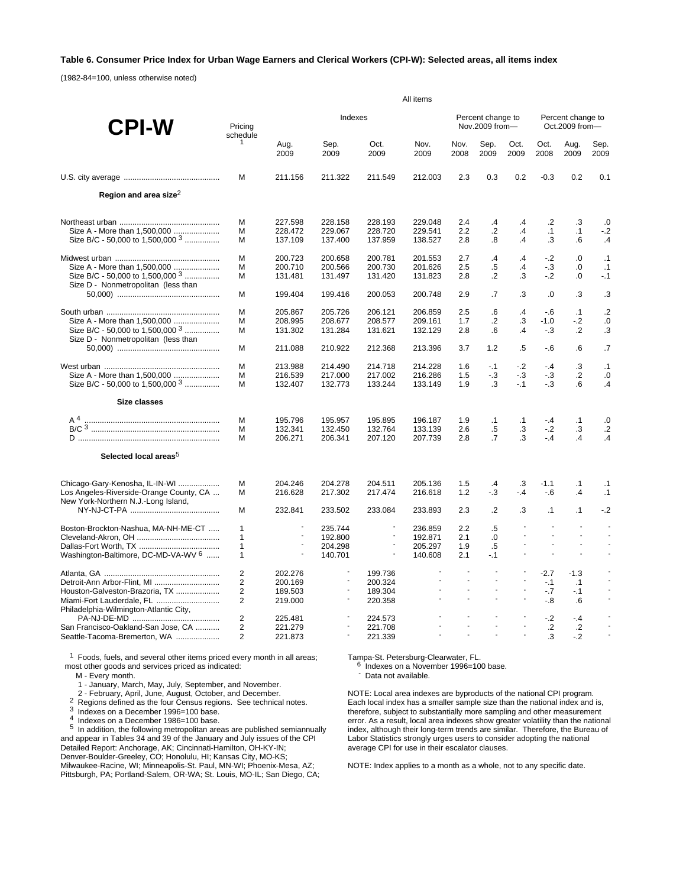**Table 6. Consumer Price Index for Urban Wage Earners and Clerical Workers (CPI-W): Selected areas, all items index**

(1982-84=100, unless otherwise noted)

| CPI-W | Pricing schedule [1] | Indexes | | | | Percent change to Nov.2009 from— | | | Percent change to Oct.2009 from— | | |
|---|---|---|---|---|---|---|---|---|---|---|---|
| | | Aug. 2009 | Sep. 2009 | Oct. 2009 | Nov. 2009 | Nov. 2008 | Sep. 2009 | Oct. 2009 | Oct. 2008 | Aug. 2009 | Sep. 2009 |
| U.S. city average | M | 211.156 | 211.322 | 211.549 | 212.003 | 2.3 | 0.3 | 0.2 | -0.3 | 0.2 | 0.1 |
| **Region and area size**[2] | | | | | | | | | | | |
| Northeast urban | M | 227.598 | 228.158 | 228.193 | 229.048 | 2.4 | .4 | .4 | .2 | .3 | .0 |
| Size A - More than 1,500,000 | M | 228.472 | 229.067 | 228.720 | 229.541 | 2.2 | .2 | .4 | .1 | .1 | -.2 |
| Size B/C - 50,000 to 1,500,000 [3] | M | 137.109 | 137.400 | 137.959 | 138.527 | 2.8 | .8 | .4 | .3 | .6 | .4 |
| Midwest urban | M | 200.723 | 200.658 | 200.781 | 201.553 | 2.7 | .4 | .4 | -.2 | .0 | .1 |
| Size A - More than 1,500,000 | M | 200.710 | 200.566 | 200.730 | 201.626 | 2.5 | .5 | .4 | -.3 | .0 | .1 |
| Size B/C - 50,000 to 1,500,000 [3] | M | 131.481 | 131.497 | 131.420 | 131.823 | 2.8 | .2 | .3 | -.2 | .0 | -.1 |
| Size D - Nonmetropolitan (less than 50,000) | M | 199.404 | 199.416 | 200.053 | 200.748 | 2.9 | .7 | .3 | .0 | .3 | .3 |
| South urban | M | 205.867 | 205.726 | 206.121 | 206.859 | 2.5 | .6 | .4 | -.6 | .1 | .2 |
| Size A - More than 1,500,000 | M | 208.995 | 208.677 | 208.577 | 209.161 | 1.7 | .2 | .3 | -1.0 | -.2 | .0 |
| Size B/C - 50,000 to 1,500,000 [3] | M | 131.302 | 131.284 | 131.621 | 132.129 | 2.8 | .6 | .4 | -.3 | .2 | .3 |
| Size D - Nonmetropolitan (less than 50,000) | M | 211.088 | 210.922 | 212.368 | 213.396 | 3.7 | 1.2 | .5 | -.6 | .6 | .7 |
| West urban | M | 213.988 | 214.490 | 214.718 | 214.228 | 1.6 | -.1 | -.2 | -.4 | .3 | .1 |
| Size A - More than 1,500,000 | M | 216.539 | 217.000 | 217.002 | 216.286 | 1.5 | -.3 | -.3 | -.3 | .2 | .0 |
| Size B/C - 50,000 to 1,500,000 [3] | M | 132.407 | 132.773 | 133.244 | 133.149 | 1.9 | .3 | -.1 | -.3 | .6 | .4 |
| **Size classes** | | | | | | | | | | | |
| A [4] | M | 195.796 | 195.957 | 195.895 | 196.187 | 1.9 | .1 | .1 | -.4 | .1 | .0 |
| B/C [3] | M | 132.341 | 132.450 | 132.764 | 133.139 | 2.6 | .5 | .3 | -.2 | .3 | .2 |
| D | M | 206.271 | 206.341 | 207.120 | 207.739 | 2.8 | .7 | .3 | -.4 | .4 | .4 |
| **Selected local areas**[5] | | | | | | | | | | | |
| Chicago-Gary-Kenosha, IL-IN-WI | M | 204.246 | 204.278 | 204.511 | 205.136 | 1.5 | .4 | .3 | -1.1 | .1 | .1 |
| Los Angeles-Riverside-Orange County, CA | M | 216.628 | 217.302 | 217.474 | 216.618 | 1.2 | -.3 | -.4 | -.6 | .4 | .1 |
| New York-Northern N.J.-Long Island, NY-NJ-CT-PA | M | 232.841 | 233.502 | 233.084 | 233.893 | 2.3 | .2 | .3 | .1 | .1 | -.2 |
| Boston-Brockton-Nashua, MA-NH-ME-CT | 1 | - | 235.744 | - | 236.859 | 2.2 | .5 | - | - | - | - |
| Cleveland-Akron, OH | 1 | - | 192.800 | - | 192.871 | 2.1 | .0 | - | - | - | - |
| Dallas-Fort Worth, TX | 1 | - | 204.298 | - | 205.297 | 1.9 | .5 | - | - | - | - |
| Washington-Baltimore, DC-MD-VA-WV [6] | 1 | - | 140.701 | - | 140.608 | 2.1 | -.1 | - | - | - | - |
| Atlanta, GA | 2 | 202.276 | - | 199.736 | - | - | - | - | -2.7 | -1.3 | - |
| Detroit-Ann Arbor-Flint, MI | 2 | 200.169 | - | 200.324 | - | - | - | - | -.1 | .1 | - |
| Houston-Galveston-Brazoria, TX | 2 | 189.503 | - | 189.304 | - | - | - | - | -.7 | -.1 | - |
| Miami-Fort Lauderdale, FL | 2 | 219.000 | - | 220.358 | - | - | - | - | -.8 | .6 | - |
| Philadelphia-Wilmington-Atlantic City, PA-NJ-DE-MD | 2 | 225.481 | - | 224.573 | - | - | - | - | -.2 | -.4 | - |
| San Francisco-Oakland-San Jose, CA | 2 | 221.279 | - | 221.708 | - | - | - | - | .2 | .2 | - |
| Seattle-Tacoma-Bremerton, WA | 2 | 221.873 | - | 221.339 | - | - | - | - | .3 | -.2 | - |

[1] Foods, fuels, and several other items priced every month in all areas; most other goods and services priced as indicated:

M - Every month.

1 - January, March, May, July, September, and November.

2 - February, April, June, August, October, and December.

[2] Regions defined as the four Census regions. See technical notes.

[3] Indexes on a December 1996=100 base.

[4] Indexes on a December 1986=100 base.

[5] In addition, the following metropolitan areas are published semiannually and appear in Tables 34 and 39 of the January and July issues of the CPI Detailed Report: Anchorage, AK; Cincinnati-Hamilton, OH-KY-IN; Denver-Boulder-Greeley, CO; Honolulu, HI; Kansas City, MO-KS; Milwaukee-Racine, WI; Minneapolis-St. Paul, MN-WI; Phoenix-Mesa, AZ; Pittsburgh, PA; Portland-Salem, OR-WA; St. Louis, MO-IL; San Diego, CA; Tampa-St. Petersburg-Clearwater, FL.

[6] Indexes on a November 1996=100 base.

- Data not available.

NOTE: Local area indexes are byproducts of the national CPI program. Each local index has a smaller sample size than the national index and is, therefore, subject to substantially more sampling and other measurement error. As a result, local area indexes show greater volatility than the national index, although their long-term trends are similar. Therefore, the Bureau of Labor Statistics strongly urges users to consider adopting the national average CPI for use in their escalator clauses.

NOTE: Index applies to a month as a whole, not to any specific date.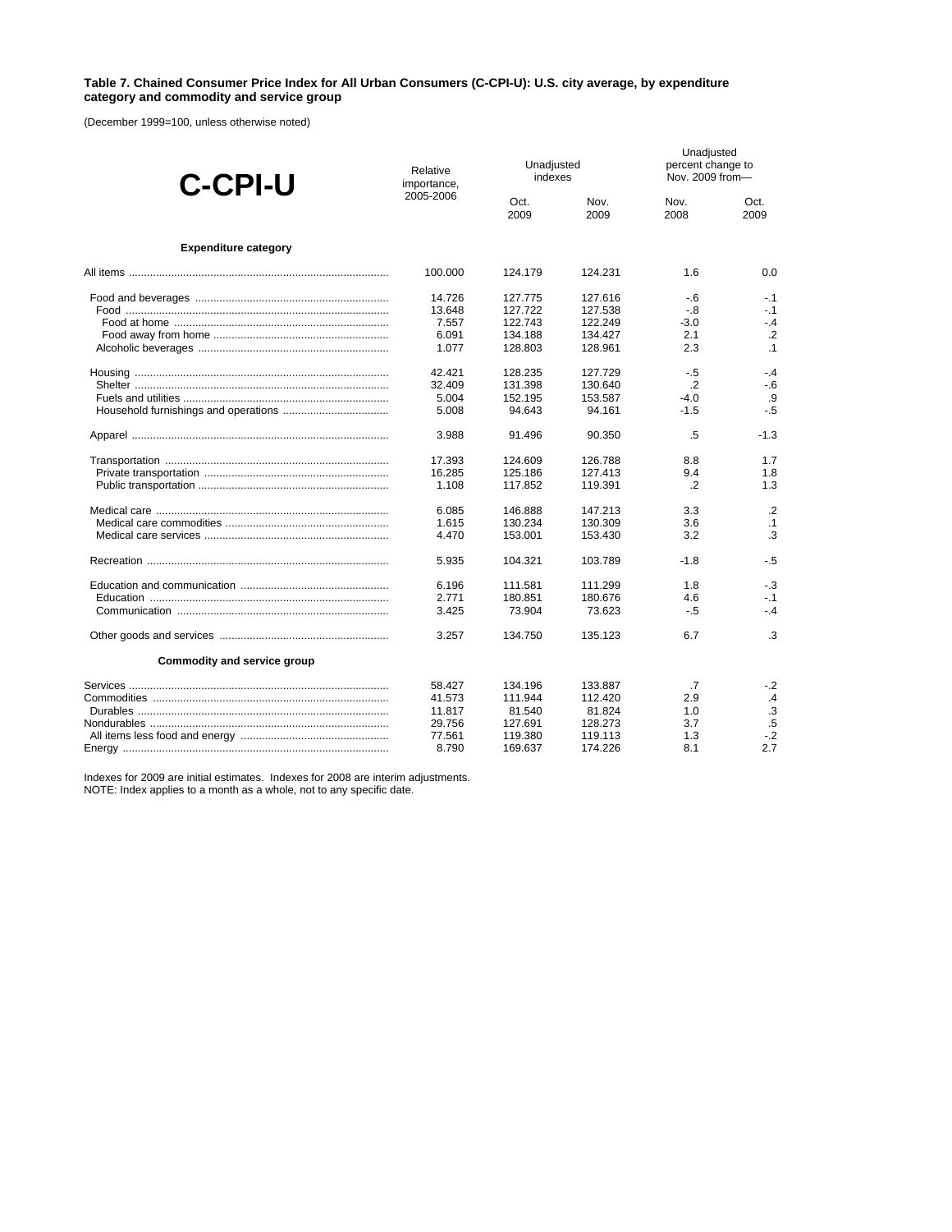**Table 7. Chained Consumer Price Index for All Urban Consumers (C-CPI-U): U.S. city average, by expenditure category and commodity and service group**

(December 1999=100, unless otherwise noted)

| C-CPI-U | Relative importance, 2005-2006 | Unadjusted indexes | | Unadjusted percent change to Nov. 2009 from— | |
|---|---|---|---|---|---|
| | | Oct. 2009 | Nov. 2009 | Nov. 2008 | Oct. 2009 |
| **Expenditure category** | | | | | |
| All items | 100.000 | 124.179 | 124.231 | 1.6 | 0.0 |
| Food and beverages | 14.726 | 127.775 | 127.616 | -.6 | -.1 |
| Food | 13.648 | 127.722 | 127.538 | -.8 | -.1 |
| Food at home | 7.557 | 122.743 | 122.249 | -3.0 | -.4 |
| Food away from home | 6.091 | 134.188 | 134.427 | 2.1 | .2 |
| Alcoholic beverages | 1.077 | 128.803 | 128.961 | 2.3 | .1 |
| Housing | 42.421 | 128.235 | 127.729 | -.5 | -.4 |
| Shelter | 32.409 | 131.398 | 130.640 | .2 | -.6 |
| Fuels and utilities | 5.004 | 152.195 | 153.587 | -4.0 | .9 |
| Household furnishings and operations | 5.008 | 94.643 | 94.161 | -1.5 | -.5 |
| Apparel | 3.988 | 91.496 | 90.350 | .5 | -1.3 |
| Transportation | 17.393 | 124.609 | 126.788 | 8.8 | 1.7 |
| Private transportation | 16.285 | 125.186 | 127.413 | 9.4 | 1.8 |
| Public transportation | 1.108 | 117.852 | 119.391 | .2 | 1.3 |
| Medical care | 6.085 | 146.888 | 147.213 | 3.3 | .2 |
| Medical care commodities | 1.615 | 130.234 | 130.309 | 3.6 | .1 |
| Medical care services | 4.470 | 153.001 | 153.430 | 3.2 | .3 |
| Recreation | 5.935 | 104.321 | 103.789 | -1.8 | -.5 |
| Education and communication | 6.196 | 111.581 | 111.299 | 1.8 | -.3 |
| Education | 2.771 | 180.851 | 180.676 | 4.6 | -.1 |
| Communication | 3.425 | 73.904 | 73.623 | -.5 | -.4 |
| Other goods and services | 3.257 | 134.750 | 135.123 | 6.7 | .3 |
| **Commodity and service group** | | | | | |
| Services | 58.427 | 134.196 | 133.887 | .7 | -.2 |
| Commodities | 41.573 | 111.944 | 112.420 | 2.9 | .4 |
| Durables | 11.817 | 81.540 | 81.824 | 1.0 | .3 |
| Nondurables | 29.756 | 127.691 | 128.273 | 3.7 | .5 |
| All items less food and energy | 77.561 | 119.380 | 119.113 | 1.3 | -.2 |
| Energy | 8.790 | 169.637 | 174.226 | 8.1 | 2.7 |

Indexes for 2009 are initial estimates. Indexes for 2008 are interim adjustments.
NOTE: Index applies to a month as a whole, not to any specific date.